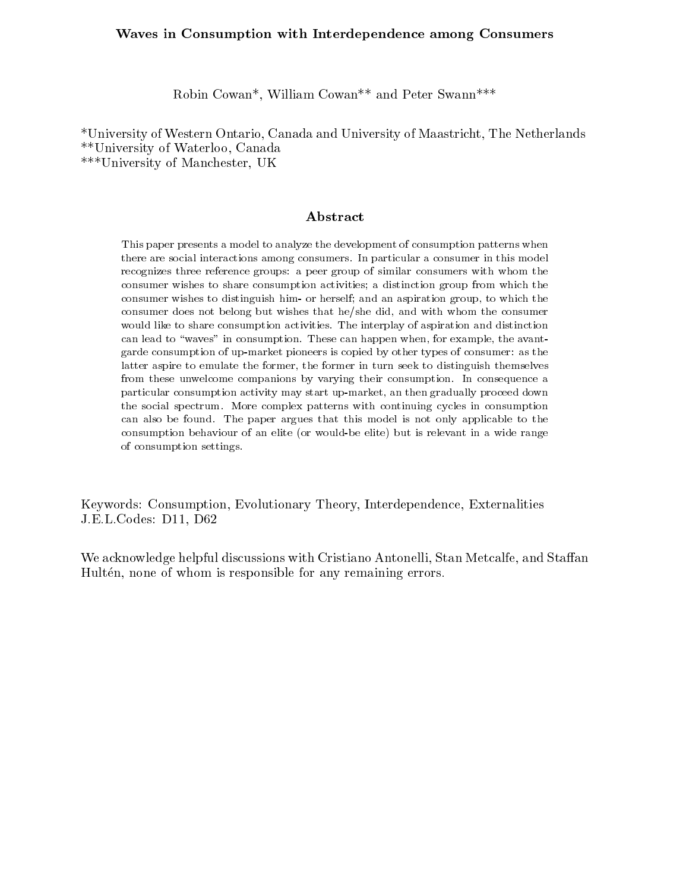# Waves in Consumption with Interdependence among Consumers

Robin Cowan*, William Cowan** and Peter Swann***

*University of Western Ontario, Canada and University of Maastricht, The Netherlands
**University of Waterloo, Canada
***University of Manchester, UK

## Abstract

This paper presents a model to analyze the development of consumption patterns when there are social interactions among consumers. In particular a consumer in this model recognizes three reference groups: a peer group of similar consumers with whom the consumer wishes to share consumption activities; a distinction group from which the consumer wishes to distinguish him- or herself; and an aspiration group, to which the consumer does not belong but wishes that he/she did, and with whom the consumer would like to share consumption activities. The interplay of aspiration and distinction can lead to "waves" in consumption. These can happen when, for example, the avant-garde consumption of up-market pioneers is copied by other types of consumer: as the latter aspire to emulate the former, the former in turn seek to distinguish themselves from these unwelcome companions by varying their consumption. In consequence a particular consumption activity may start up-market, an then gradually proceed down the social spectrum. More complex patterns with continuing cycles in consumption can also be found. The paper argues that this model is not only applicable to the consumption behaviour of an elite (or would-be elite) but is relevant in a wide range of consumption settings.

Keywords: Consumption, Evolutionary Theory, Interdependence, Externalities
J.E.L.Codes: D11, D62

We acknowledge helpful discussions with Cristiano Antonelli, Stan Metcalfe, and Staffan Hultén, none of whom is responsible for any remaining errors.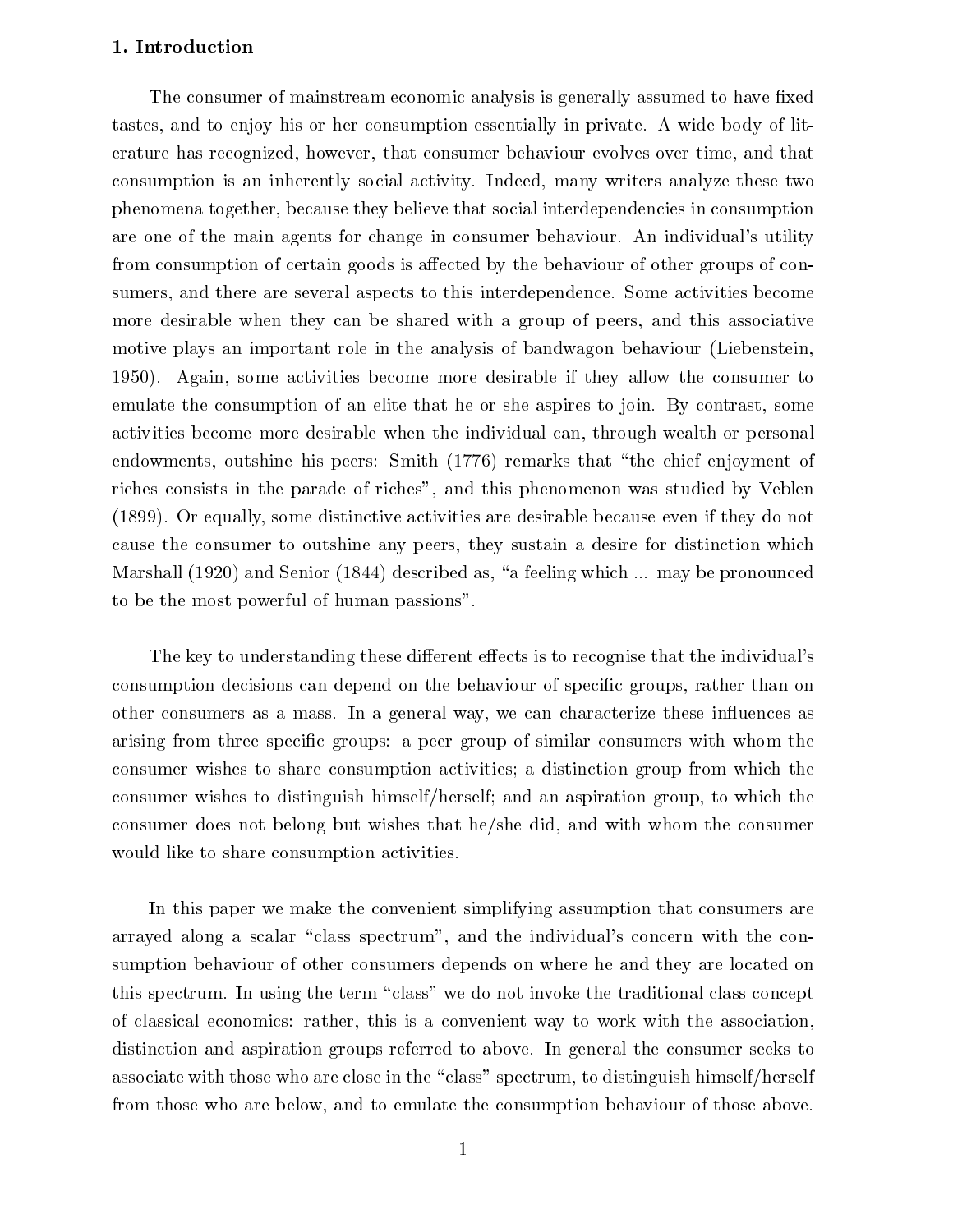## 1. Introduction

The consumer of mainstream economic analysis is generally assumed to have fixed tastes, and to enjoy his or her consumption essentially in private. A wide body of literature has recognized, however, that consumer behaviour evolves over time, and that consumption is an inherently social activity. Indeed, many writers analyze these two phenomena together, because they believe that social interdependencies in consumption are one of the main agents for change in consumer behaviour. An individual's utility from consumption of certain goods is affected by the behaviour of other groups of consumers, and there are several aspects to this interdependence. Some activities become more desirable when they can be shared with a group of peers, and this associative motive plays an important role in the analysis of bandwagon behaviour (Liebenstein, 1950). Again, some activities become more desirable if they allow the consumer to emulate the consumption of an elite that he or she aspires to join. By contrast, some activities become more desirable when the individual can, through wealth or personal endowments, outshine his peers: Smith (1776) remarks that "the chief enjoyment of riches consists in the parade of riches", and this phenomenon was studied by Veblen (1899). Or equally, some distinctive activities are desirable because even if they do not cause the consumer to outshine any peers, they sustain a desire for distinction which Marshall (1920) and Senior (1844) described as, "a feeling which ... may be pronounced to be the most powerful of human passions".

The key to understanding these different effects is to recognise that the individual's consumption decisions can depend on the behaviour of specific groups, rather than on other consumers as a mass. In a general way, we can characterize these influences as arising from three specific groups: a peer group of similar consumers with whom the consumer wishes to share consumption activities; a distinction group from which the consumer wishes to distinguish himself/herself; and an aspiration group, to which the consumer does not belong but wishes that he/she did, and with whom the consumer would like to share consumption activities.

In this paper we make the convenient simplifying assumption that consumers are arrayed along a scalar "class spectrum", and the individual's concern with the consumption behaviour of other consumers depends on where he and they are located on this spectrum. In using the term "class" we do not invoke the traditional class concept of classical economics: rather, this is a convenient way to work with the association, distinction and aspiration groups referred to above. In general the consumer seeks to associate with those who are close in the "class" spectrum, to distinguish himself/herself from those who are below, and to emulate the consumption behaviour of those above.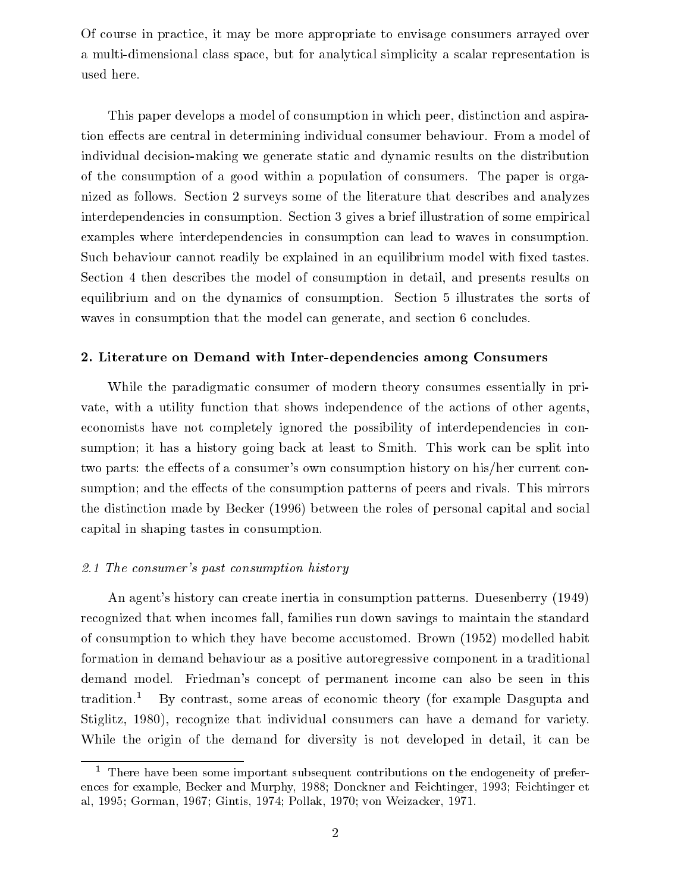Of course in practice, it may be more appropriate to envisage consumers arrayed over a multi-dimensional class space, but for analytical simplicity a scalar representation is used here.

This paper develops a model of consumption in which peer, distinction and aspiration effects are central in determining individual consumer behaviour. From a model of individual decision-making we generate static and dynamic results on the distribution of the consumption of a good within a population of consumers. The paper is organized as follows. Section 2 surveys some of the literature that describes and analyzes interdependencies in consumption. Section 3 gives a brief illustration of some empirical examples where interdependencies in consumption can lead to waves in consumption. Such behaviour cannot readily be explained in an equilibrium model with fixed tastes. Section 4 then describes the model of consumption in detail, and presents results on equilibrium and on the dynamics of consumption. Section 5 illustrates the sorts of waves in consumption that the model can generate, and section 6 concludes.

## 2. Literature on Demand with Inter-dependencies among Consumers

While the paradigmatic consumer of modern theory consumes essentially in private, with a utility function that shows independence of the actions of other agents, economists have not completely ignored the possibility of interdependencies in consumption; it has a history going back at least to Smith. This work can be split into two parts: the effects of a consumer's own consumption history on his/her current consumption; and the effects of the consumption patterns of peers and rivals. This mirrors the distinction made by Becker (1996) between the roles of personal capital and social capital in shaping tastes in consumption.

### *2.1 The consumer's past consumption history*

An agent's history can create inertia in consumption patterns. Duesenberry (1949) recognized that when incomes fall, families run down savings to maintain the standard of consumption to which they have become accustomed. Brown (1952) modelled habit formation in demand behaviour as a positive autoregressive component in a traditional demand model. Friedman's concept of permanent income can also be seen in this tradition.[1] By contrast, some areas of economic theory (for example Dasgupta and Stiglitz, 1980), recognize that individual consumers can have a demand for variety. While the origin of the demand for diversity is not developed in detail, it can be

[1] There have been some important subsequent contributions on the endogeneity of preferences for example, Becker and Murphy, 1988; Donckner and Feichtinger, 1993; Feichtinger et al, 1995; Gorman, 1967; Gintis, 1974; Pollak, 1970; von Weizacker, 1971.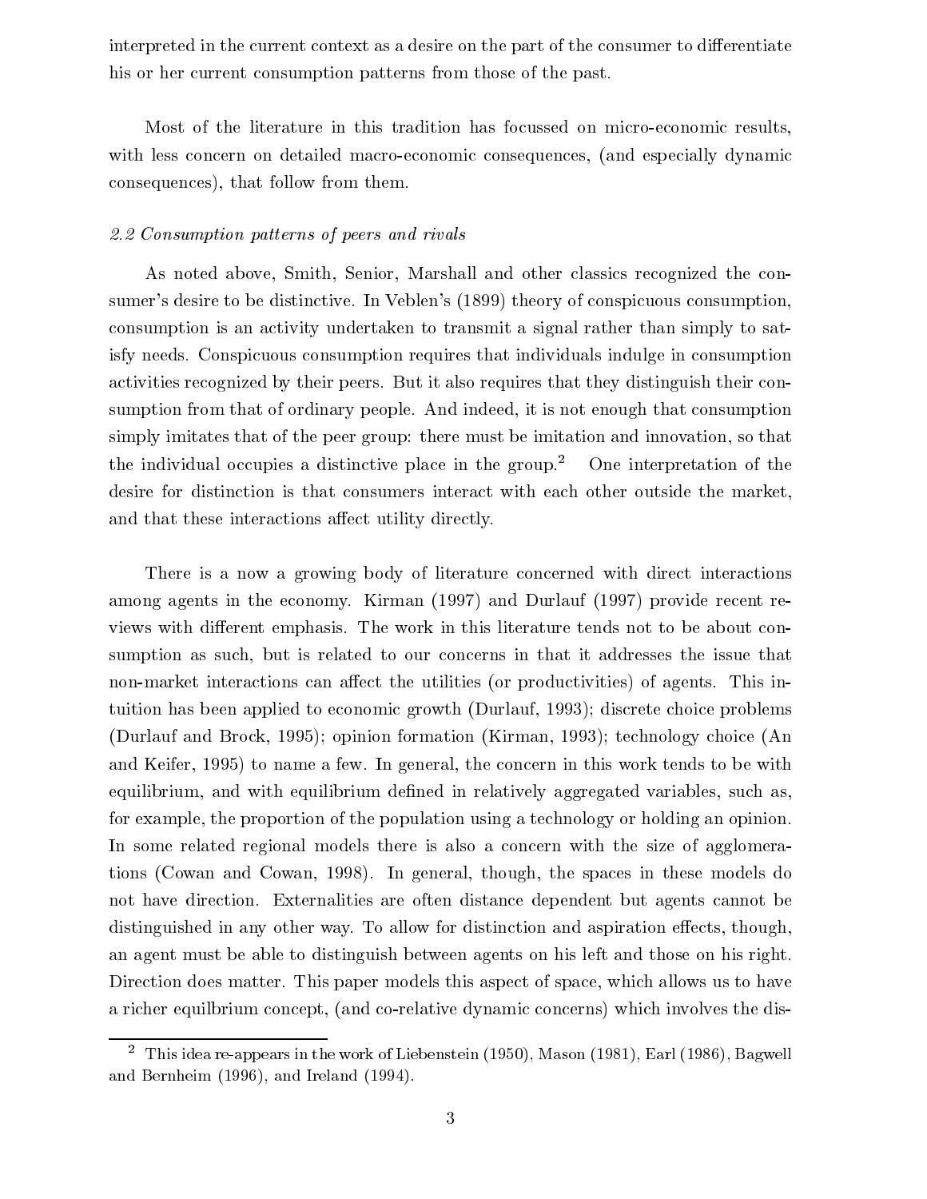interpreted in the current context as a desire on the part of the consumer to differentiate his or her current consumption patterns from those of the past.

Most of the literature in this tradition has focussed on micro-economic results, with less concern on detailed macro-economic consequences, (and especially dynamic consequences), that follow from them.

### *2.2 Consumption patterns of peers and rivals*

As noted above, Smith, Senior, Marshall and other classics recognized the consumer's desire to be distinctive. In Veblen's (1899) theory of conspicuous consumption, consumption is an activity undertaken to transmit a signal rather than simply to satisfy needs. Conspicuous consumption requires that individuals indulge in consumption activities recognized by their peers. But it also requires that they distinguish their consumption from that of ordinary people. And indeed, it is not enough that consumption simply imitates that of the peer group: there must be imitation and innovation, so that the individual occupies a distinctive place in the group.[2] One interpretation of the desire for distinction is that consumers interact with each other outside the market, and that these interactions affect utility directly.

There is a now a growing body of literature concerned with direct interactions among agents in the economy. Kirman (1997) and Durlauf (1997) provide recent reviews with different emphasis. The work in this literature tends not to be about consumption as such, but is related to our concerns in that it addresses the issue that non-market interactions can affect the utilities (or productivities) of agents. This intuition has been applied to economic growth (Durlauf, 1993); discrete choice problems (Durlauf and Brock, 1995); opinion formation (Kirman, 1993); technology choice (An and Keifer, 1995) to name a few. In general, the concern in this work tends to be with equilibrium, and with equilibrium defined in relatively aggregated variables, such as, for example, the proportion of the population using a technology or holding an opinion. In some related regional models there is also a concern with the size of agglomerations (Cowan and Cowan, 1998). In general, though, the spaces in these models do not have direction. Externalities are often distance dependent but agents cannot be distinguished in any other way. To allow for distinction and aspiration effects, though, an agent must be able to distinguish between agents on his left and those on his right. Direction does matter. This paper models this aspect of space, which allows us to have a richer equilbrium concept, (and co-relative dynamic concerns) which involves the dis-

---

[2] This idea re-appears in the work of Liebenstein (1950), Mason (1981), Earl (1986), Bagwell and Bernheim (1996), and Ireland (1994).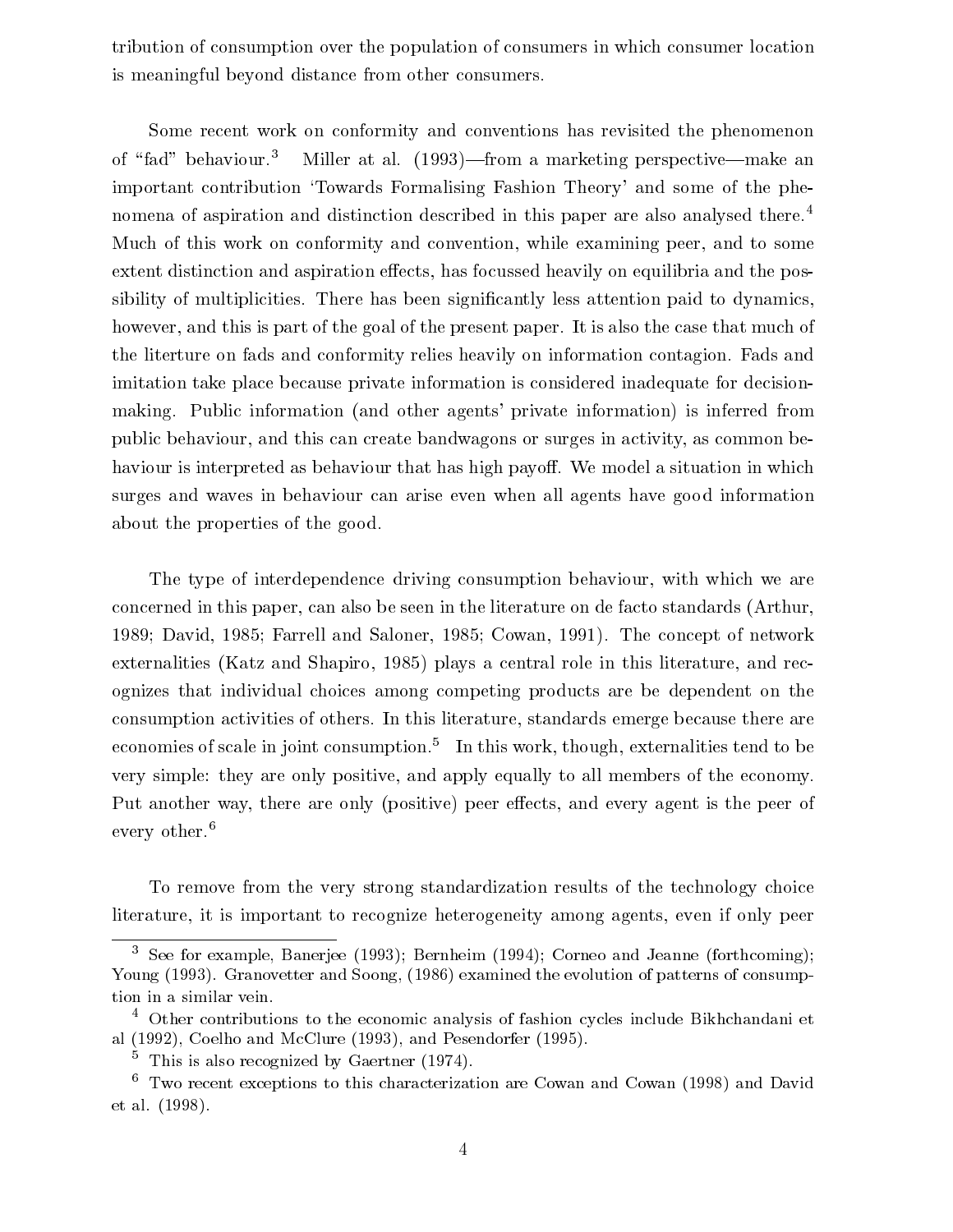tribution of consumption over the population of consumers in which consumer location is meaningful beyond distance from other consumers.

Some recent work on conformity and conventions has revisited the phenomenon of "fad" behaviour.[3] Miller at al. (1993)—from a marketing perspective—make an important contribution 'Towards Formalising Fashion Theory' and some of the phenomena of aspiration and distinction described in this paper are also analysed there.[4] Much of this work on conformity and convention, while examining peer, and to some extent distinction and aspiration effects, has focussed heavily on equilibria and the possibility of multiplicities. There has been significantly less attention paid to dynamics, however, and this is part of the goal of the present paper. It is also the case that much of the literture on fads and conformity relies heavily on information contagion. Fads and imitation take place because private information is considered inadequate for decision-making. Public information (and other agents' private information) is inferred from public behaviour, and this can create bandwagons or surges in activity, as common behaviour is interpreted as behaviour that has high payoff. We model a situation in which surges and waves in behaviour can arise even when all agents have good information about the properties of the good.

The type of interdependence driving consumption behaviour, with which we are concerned in this paper, can also be seen in the literature on de facto standards (Arthur, 1989; David, 1985; Farrell and Saloner, 1985; Cowan, 1991). The concept of network externalities (Katz and Shapiro, 1985) plays a central role in this literature, and recognizes that individual choices among competing products are be dependent on the consumption activities of others. In this literature, standards emerge because there are economies of scale in joint consumption.[5] In this work, though, externalities tend to be very simple: they are only positive, and apply equally to all members of the economy. Put another way, there are only (positive) peer effects, and every agent is the peer of every other.[6]

To remove from the very strong standardization results of the technology choice literature, it is important to recognize heterogeneity among agents, even if only peer

---

[3] See for example, Banerjee (1993); Bernheim (1994); Corneo and Jeanne (forthcoming); Young (1993). Granovetter and Soong, (1986) examined the evolution of patterns of consumption in a similar vein.

[4] Other contributions to the economic analysis of fashion cycles include Bikhchandani et al (1992), Coelho and McClure (1993), and Pesendorfer (1995).

[5] This is also recognized by Gaertner (1974).

[6] Two recent exceptions to this characterization are Cowan and Cowan (1998) and David et al. (1998).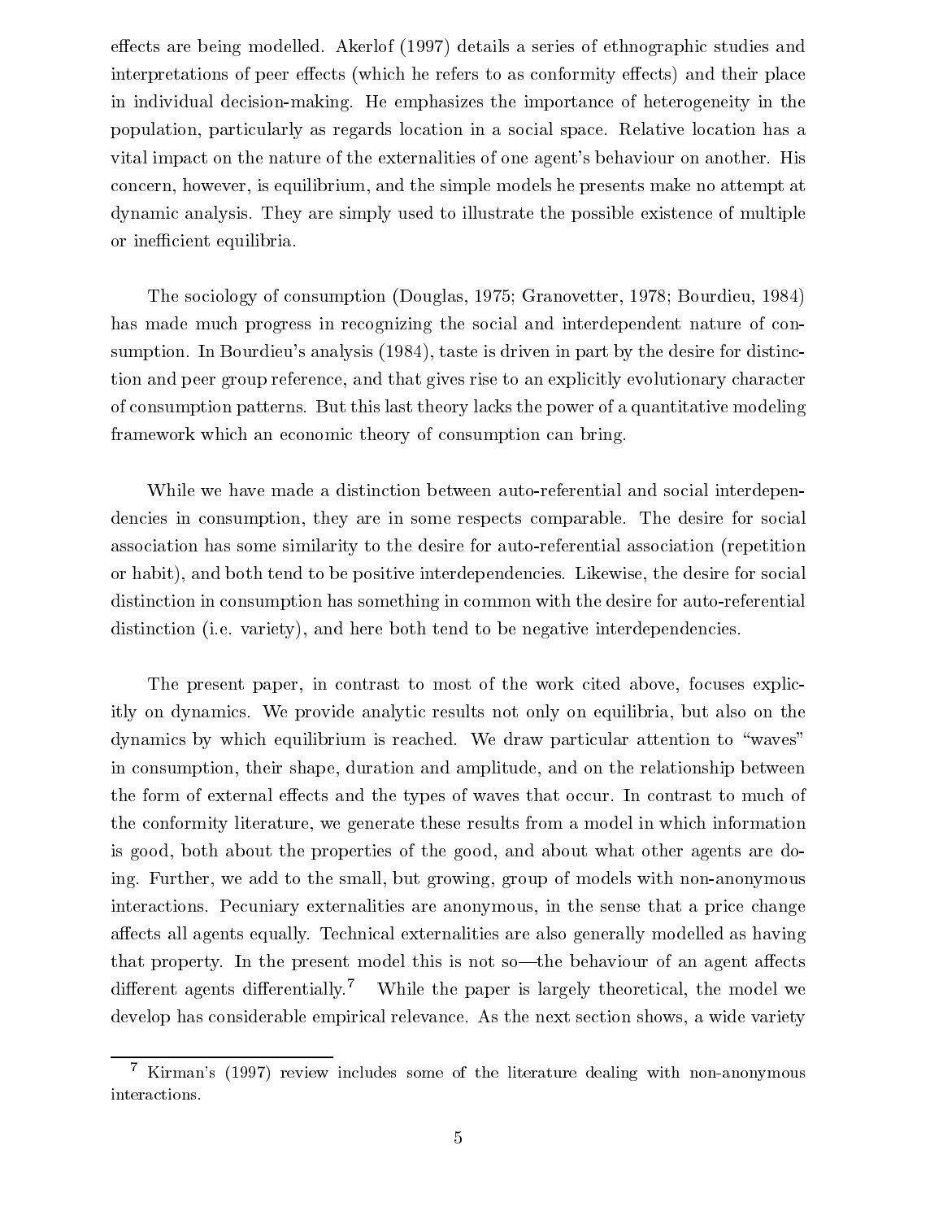effects are being modelled. Akerlof (1997) details a series of ethnographic studies and interpretations of peer effects (which he refers to as conformity effects) and their place in individual decision-making. He emphasizes the importance of heterogeneity in the population, particularly as regards location in a social space. Relative location has a vital impact on the nature of the externalities of one agent's behaviour on another. His concern, however, is equilibrium, and the simple models he presents make no attempt at dynamic analysis. They are simply used to illustrate the possible existence of multiple or inefficient equilibria.

The sociology of consumption (Douglas, 1975; Granovetter, 1978; Bourdieu, 1984) has made much progress in recognizing the social and interdependent nature of consumption. In Bourdieu's analysis (1984), taste is driven in part by the desire for distinction and peer group reference, and that gives rise to an explicitly evolutionary character of consumption patterns. But this last theory lacks the power of a quantitative modeling framework which an economic theory of consumption can bring.

While we have made a distinction between auto-referential and social interdependencies in consumption, they are in some respects comparable. The desire for social association has some similarity to the desire for auto-referential association (repetition or habit), and both tend to be positive interdependencies. Likewise, the desire for social distinction in consumption has something in common with the desire for auto-referential distinction (i.e. variety), and here both tend to be negative interdependencies.

The present paper, in contrast to most of the work cited above, focuses explicitly on dynamics. We provide analytic results not only on equilibria, but also on the dynamics by which equilibrium is reached. We draw particular attention to "waves" in consumption, their shape, duration and amplitude, and on the relationship between the form of external effects and the types of waves that occur. In contrast to much of the conformity literature, we generate these results from a model in which information is good, both about the properties of the good, and about what other agents are doing. Further, we add to the small, but growing, group of models with non-anonymous interactions. Pecuniary externalities are anonymous, in the sense that a price change affects all agents equally. Technical externalities are also generally modelled as having that property. In the present model this is not so—the behaviour of an agent affects different agents differentially.[7] While the paper is largely theoretical, the model we develop has considerable empirical relevance. As the next section shows, a wide variety

[7] Kirman's (1997) review includes some of the literature dealing with non-anonymous interactions.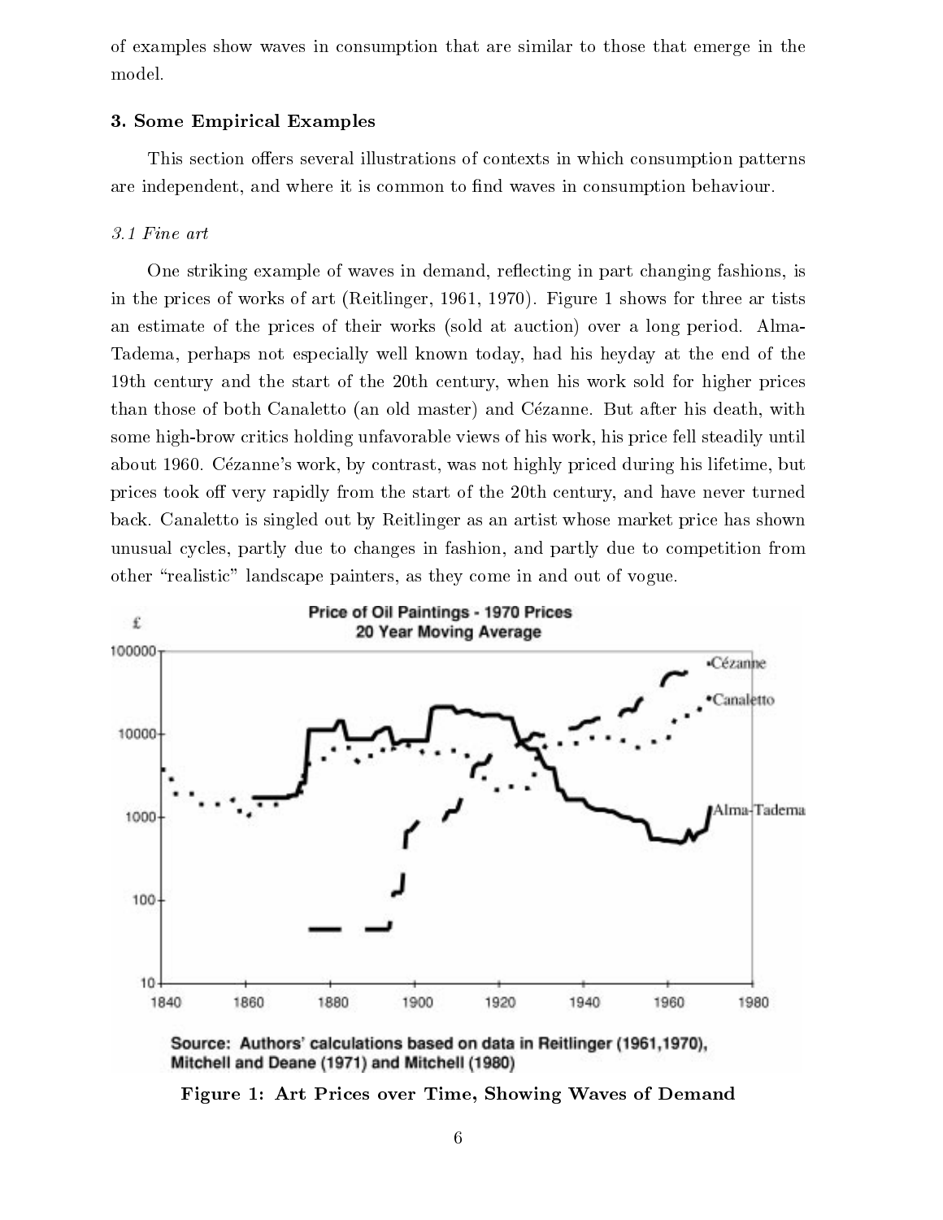of examples show waves in consumption that are similar to those that emerge in the model.

### 3. Some Empirical Examples

This section offers several illustrations of contexts in which consumption patterns are independent, and where it is common to find waves in consumption behaviour.

#### *3.1 Fine art*

One striking example of waves in demand, reflecting in part changing fashions, is in the prices of works of art (Reitlinger, 1961, 1970). Figure 1 shows for three ar tists an estimate of the prices of their works (sold at auction) over a long period. Alma-Tadema, perhaps not especially well known today, had his heyday at the end of the 19th century and the start of the 20th century, when his work sold for higher prices than those of both Canaletto (an old master) and Cézanne. But after his death, with some high-brow critics holding unfavorable views of his work, his price fell steadily until about 1960. Cézanne's work, by contrast, was not highly priced during his lifetime, but prices took off very rapidly from the start of the 20th century, and have never turned back. Canaletto is singled out by Reitlinger as an artist whose market price has shown unusual cycles, partly due to changes in fashion, and partly due to competition from other "realistic" landscape painters, as they come in and out of vogue.

Price of Oil Paintings - 1970 Prices
20 Year Moving Average

Source: Authors' calculations based on data in Reitlinger (1961,1970), Mitchell and Deane (1971) and Mitchell (1980)

**Figure 1: Art Prices over Time, Showing Waves of Demand**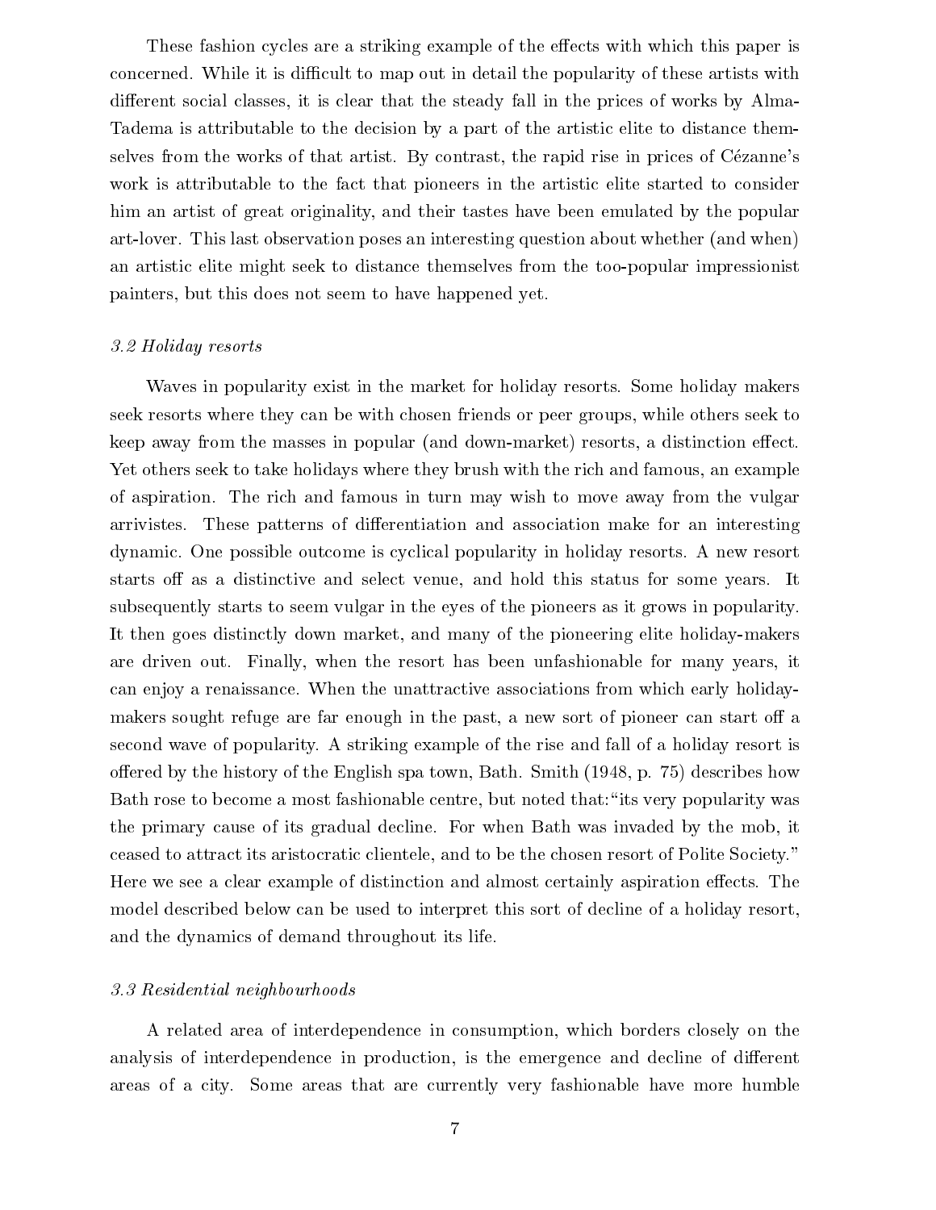These fashion cycles are a striking example of the effects with which this paper is concerned. While it is difficult to map out in detail the popularity of these artists with different social classes, it is clear that the steady fall in the prices of works by Alma-Tadema is attributable to the decision by a part of the artistic elite to distance themselves from the works of that artist. By contrast, the rapid rise in prices of Cézanne's work is attributable to the fact that pioneers in the artistic elite started to consider him an artist of great originality, and their tastes have been emulated by the popular art-lover. This last observation poses an interesting question about whether (and when) an artistic elite might seek to distance themselves from the too-popular impressionist painters, but this does not seem to have happened yet.

### *3.2 Holiday resorts*

Waves in popularity exist in the market for holiday resorts. Some holiday makers seek resorts where they can be with chosen friends or peer groups, while others seek to keep away from the masses in popular (and down-market) resorts, a distinction effect. Yet others seek to take holidays where they brush with the rich and famous, an example of aspiration. The rich and famous in turn may wish to move away from the vulgar arrivistes. These patterns of differentiation and association make for an interesting dynamic. One possible outcome is cyclical popularity in holiday resorts. A new resort starts off as a distinctive and select venue, and hold this status for some years. It subsequently starts to seem vulgar in the eyes of the pioneers as it grows in popularity. It then goes distinctly down market, and many of the pioneering elite holiday-makers are driven out. Finally, when the resort has been unfashionable for many years, it can enjoy a renaissance. When the unattractive associations from which early holiday-makers sought refuge are far enough in the past, a new sort of pioneer can start off a second wave of popularity. A striking example of the rise and fall of a holiday resort is offered by the history of the English spa town, Bath. Smith (1948, p. 75) describes how Bath rose to become a most fashionable centre, but noted that: "its very popularity was the primary cause of its gradual decline. For when Bath was invaded by the mob, it ceased to attract its aristocratic clientele, and to be the chosen resort of Polite Society." Here we see a clear example of distinction and almost certainly aspiration effects. The model described below can be used to interpret this sort of decline of a holiday resort, and the dynamics of demand throughout its life.

### *3.3 Residential neighbourhoods*

A related area of interdependence in consumption, which borders closely on the analysis of interdependence in production, is the emergence and decline of different areas of a city. Some areas that are currently very fashionable have more humble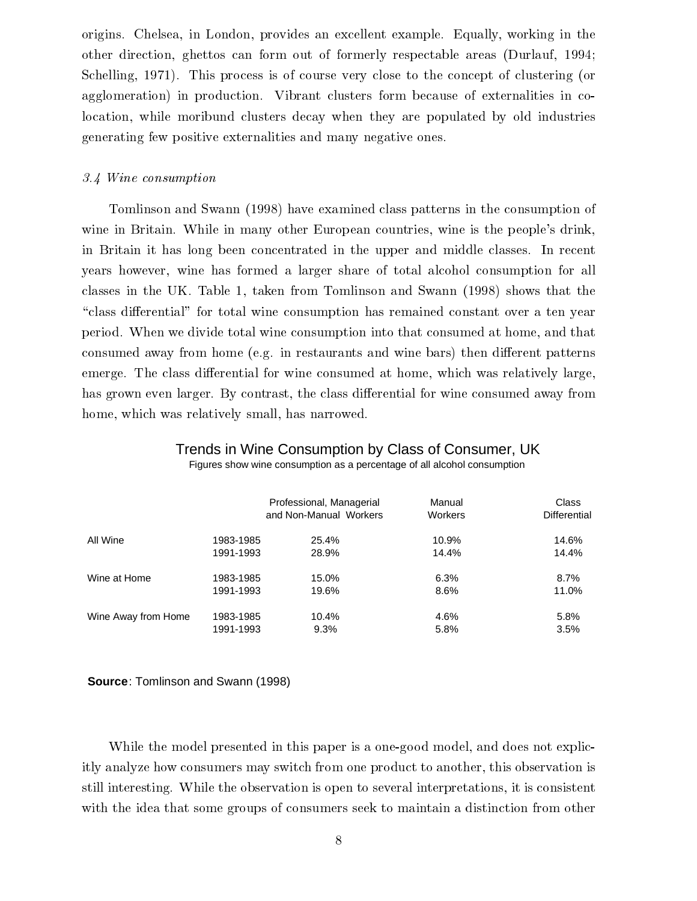origins. Chelsea, in London, provides an excellent example. Equally, working in the other direction, ghettos can form out of formerly respectable areas (Durlauf, 1994; Schelling, 1971). This process is of course very close to the concept of clustering (or agglomeration) in production. Vibrant clusters form because of externalities in co-location, while moribund clusters decay when they are populated by old industries generating few positive externalities and many negative ones.

### *3.4 Wine consumption*

Tomlinson and Swann (1998) have examined class patterns in the consumption of wine in Britain. While in many other European countries, wine is the people's drink, in Britain it has long been concentrated in the upper and middle classes. In recent years however, wine has formed a larger share of total alcohol consumption for all classes in the UK. Table 1, taken from Tomlinson and Swann (1998) shows that the "class differential" for total wine consumption has remained constant over a ten year period. When we divide total wine consumption into that consumed at home, and that consumed away from home (e.g. in restaurants and wine bars) then different patterns emerge. The class differential for wine consumed at home, which was relatively large, has grown even larger. By contrast, the class differential for wine consumed away from home, which was relatively small, has narrowed.

**Trends in Wine Consumption by Class of Consumer, UK**

Figures show wine consumption as a percentage of all alcohol consumption

| | | Professional, Managerial and Non-Manual Workers | Manual Workers | Class Differential |
|---|---|---|---|---|
| All Wine | 1983-1985 | 25.4% | 10.9% | 14.6% |
| | 1991-1993 | 28.9% | 14.4% | 14.4% |
| Wine at Home | 1983-1985 | 15.0% | 6.3% | 8.7% |
| | 1991-1993 | 19.6% | 8.6% | 11.0% |
| Wine Away from Home | 1983-1985 | 10.4% | 4.6% | 5.8% |
| | 1991-1993 | 9.3% | 5.8% | 3.5% |

**Source**: Tomlinson and Swann (1998)

While the model presented in this paper is a one-good model, and does not explicitly analyze how consumers may switch from one product to another, this observation is still interesting. While the observation is open to several interpretations, it is consistent with the idea that some groups of consumers seek to maintain a distinction from other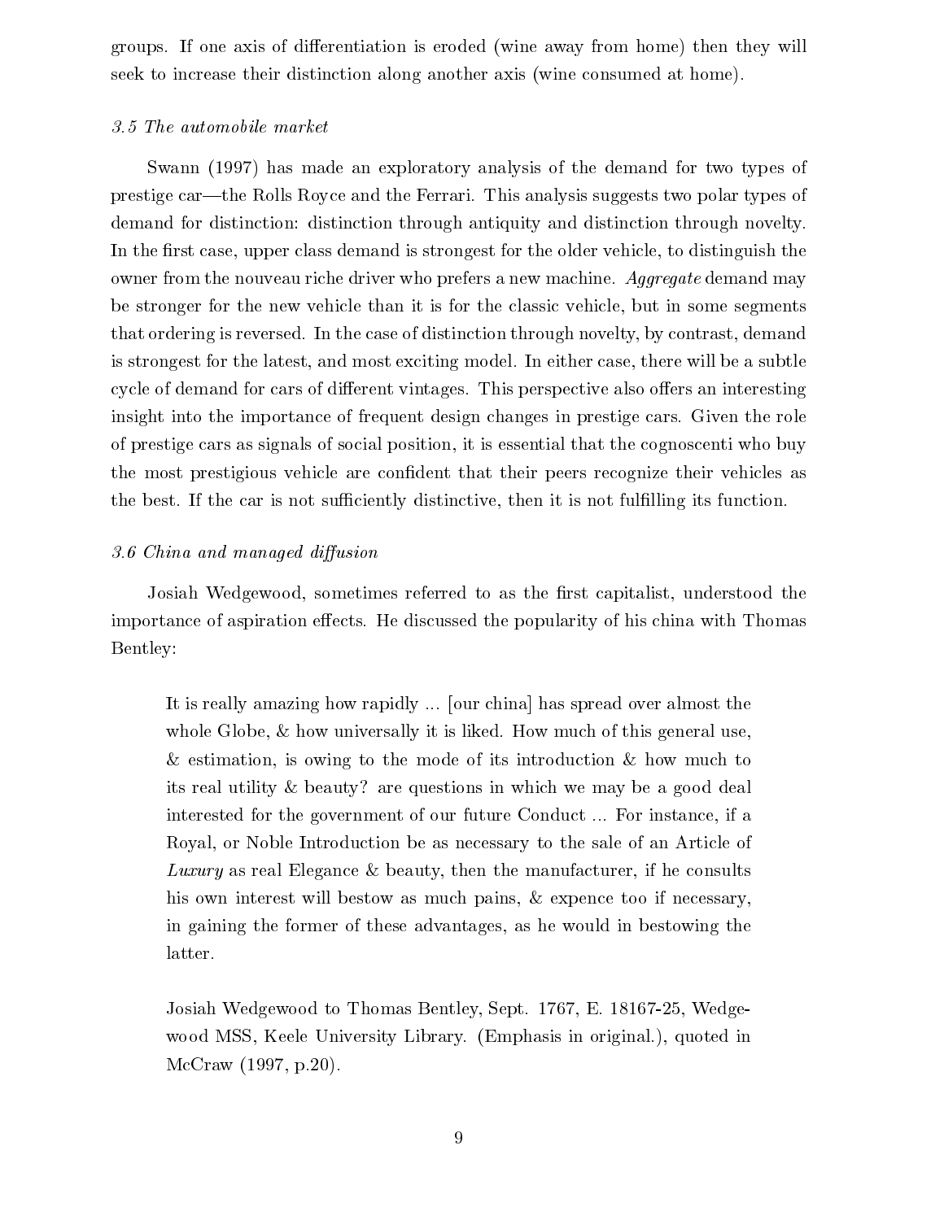groups. If one axis of differentiation is eroded (wine away from home) then they will seek to increase their distinction along another axis (wine consumed at home).

### *3.5 The automobile market*

Swann (1997) has made an exploratory analysis of the demand for two types of prestige car—the Rolls Royce and the Ferrari. This analysis suggests two polar types of demand for distinction: distinction through antiquity and distinction through novelty. In the first case, upper class demand is strongest for the older vehicle, to distinguish the owner from the nouveau riche driver who prefers a new machine. *Aggregate* demand may be stronger for the new vehicle than it is for the classic vehicle, but in some segments that ordering is reversed. In the case of distinction through novelty, by contrast, demand is strongest for the latest, and most exciting model. In either case, there will be a subtle cycle of demand for cars of different vintages. This perspective also offers an interesting insight into the importance of frequent design changes in prestige cars. Given the role of prestige cars as signals of social position, it is essential that the cognoscenti who buy the most prestigious vehicle are confident that their peers recognize their vehicles as the best. If the car is not sufficiently distinctive, then it is not fulfilling its function.

### *3.6 China and managed diffusion*

Josiah Wedgewood, sometimes referred to as the first capitalist, understood the importance of aspiration effects. He discussed the popularity of his china with Thomas Bentley:

> It is really amazing how rapidly ... [our china] has spread over almost the whole Globe, & how universally it is liked. How much of this general use, & estimation, is owing to the mode of its introduction & how much to its real utility & beauty? are questions in which we may be a good deal interested for the government of our future Conduct ... For instance, if a Royal, or Noble Introduction be as necessary to the sale of an Article of *Luxury* as real Elegance & beauty, then the manufacturer, if he consults his own interest will bestow as much pains, & expence too if necessary, in gaining the former of these advantages, as he would in bestowing the latter.
>
> Josiah Wedgewood to Thomas Bentley, Sept. 1767, E. 18167-25, Wedgewood MSS, Keele University Library. (Emphasis in original.), quoted in McCraw (1997, p.20).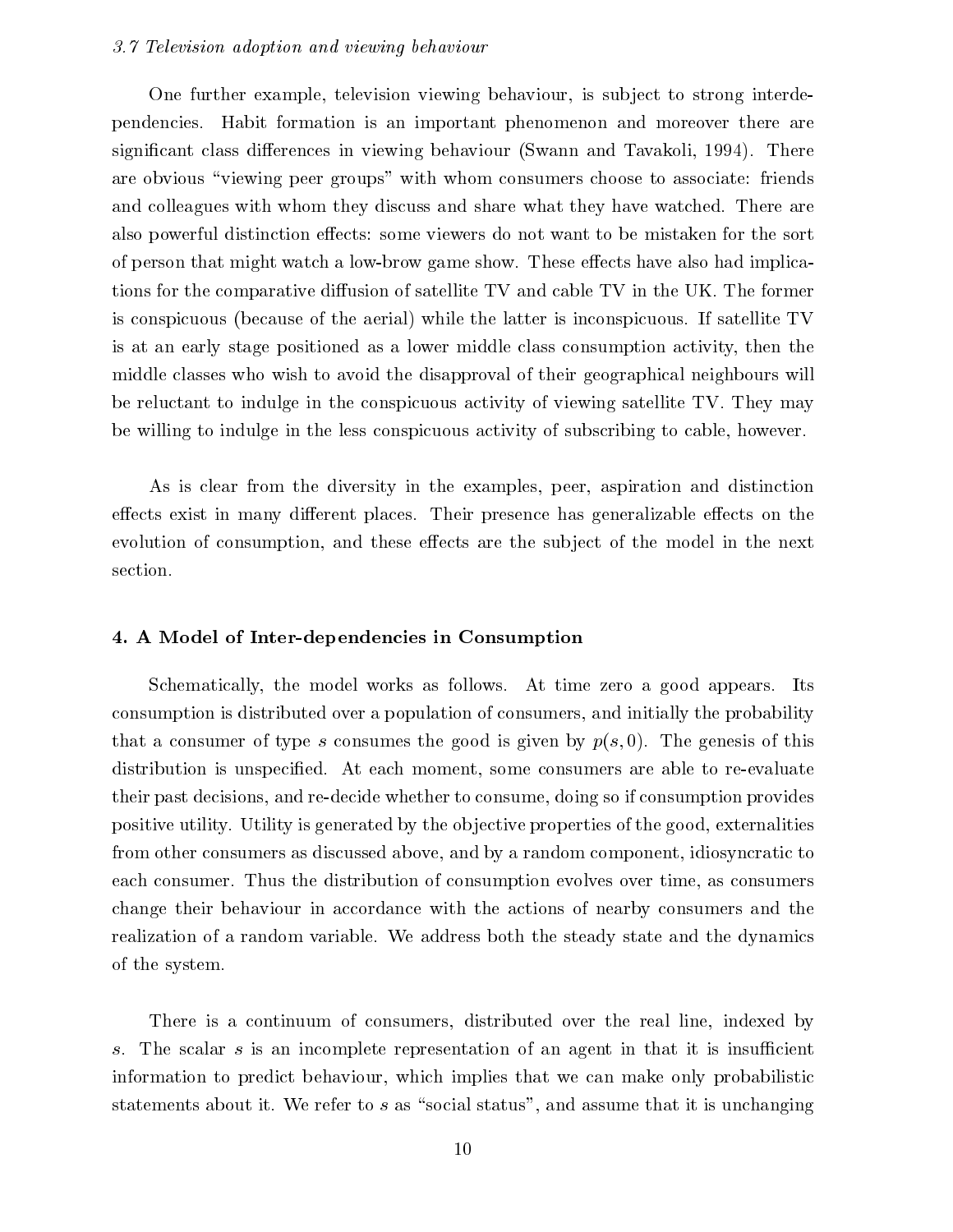### *3.7 Television adoption and viewing behaviour*

One further example, television viewing behaviour, is subject to strong interdependencies. Habit formation is an important phenomenon and moreover there are significant class differences in viewing behaviour (Swann and Tavakoli, 1994). There are obvious "viewing peer groups" with whom consumers choose to associate: friends and colleagues with whom they discuss and share what they have watched. There are also powerful distinction effects: some viewers do not want to be mistaken for the sort of person that might watch a low-brow game show. These effects have also had implications for the comparative diffusion of satellite TV and cable TV in the UK. The former is conspicuous (because of the aerial) while the latter is inconspicuous. If satellite TV is at an early stage positioned as a lower middle class consumption activity, then the middle classes who wish to avoid the disapproval of their geographical neighbours will be reluctant to indulge in the conspicuous activity of viewing satellite TV. They may be willing to indulge in the less conspicuous activity of subscribing to cable, however.

As is clear from the diversity in the examples, peer, aspiration and distinction effects exist in many different places. Their presence has generalizable effects on the evolution of consumption, and these effects are the subject of the model in the next section.

## 4. A Model of Inter-dependencies in Consumption

Schematically, the model works as follows. At time zero a good appears. Its consumption is distributed over a population of consumers, and initially the probability that a consumer of type $s$ consumes the good is given by $p(s, 0)$. The genesis of this distribution is unspecified. At each moment, some consumers are able to re-evaluate their past decisions, and re-decide whether to consume, doing so if consumption provides positive utility. Utility is generated by the objective properties of the good, externalities from other consumers as discussed above, and by a random component, idiosyncratic to each consumer. Thus the distribution of consumption evolves over time, as consumers change their behaviour in accordance with the actions of nearby consumers and the realization of a random variable. We address both the steady state and the dynamics of the system.

There is a continuum of consumers, distributed over the real line, indexed by $s$. The scalar $s$ is an incomplete representation of an agent in that it is insufficient information to predict behaviour, which implies that we can make only probabilistic statements about it. We refer to $s$ as "social status", and assume that it is unchanging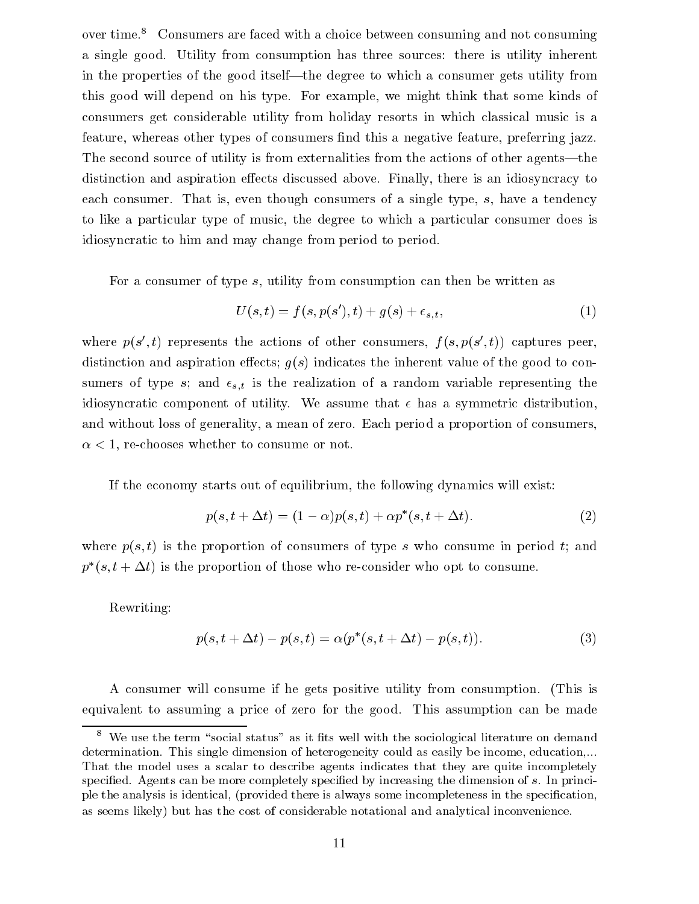over time.[8] Consumers are faced with a choice between consuming and not consuming a single good. Utility from consumption has three sources: there is utility inherent in the properties of the good itself—the degree to which a consumer gets utility from this good will depend on his type. For example, we might think that some kinds of consumers get considerable utility from holiday resorts in which classical music is a feature, whereas other types of consumers find this a negative feature, preferring jazz. The second source of utility is from externalities from the actions of other agents—the distinction and aspiration effects discussed above. Finally, there is an idiosyncracy to each consumer. That is, even though consumers of a single type, $s$, have a tendency to like a particular type of music, the degree to which a particular consumer does is idiosyncratic to him and may change from period to period.

For a consumer of type $s$, utility from consumption can then be written as

$$U(s,t) = f(s, p(s'), t) + g(s) + \epsilon_{s,t}, \tag{1}$$

where $p(s', t)$ represents the actions of other consumers, $f(s, p(s', t))$ captures peer, distinction and aspiration effects; $g(s)$ indicates the inherent value of the good to consumers of type $s$; and $\epsilon_{s,t}$ is the realization of a random variable representing the idiosyncratic component of utility. We assume that $\epsilon$ has a symmetric distribution, and without loss of generality, a mean of zero. Each period a proportion of consumers, $\alpha < 1$, re-chooses whether to consume or not.

If the economy starts out of equilibrium, the following dynamics will exist:

$$p(s, t + \Delta t) = (1 - \alpha)p(s,t) + \alpha p^*(s, t + \Delta t). \tag{2}$$

where $p(s,t)$ is the proportion of consumers of type $s$ who consume in period $t$; and $p^*(s, t + \Delta t)$ is the proportion of those who re-consider who opt to consume.

Rewriting:

$$p(s, t + \Delta t) - p(s,t) = \alpha(p^*(s, t + \Delta t) - p(s,t)). \tag{3}$$

A consumer will consume if he gets positive utility from consumption. (This is equivalent to assuming a price of zero for the good. This assumption can be made

[8] We use the term "social status" as it fits well with the sociological literature on demand determination. This single dimension of heterogeneity could as easily be income, education,... That the model uses a scalar to describe agents indicates that they are quite incompletely specified. Agents can be more completely specified by increasing the dimension of $s$. In principle the analysis is identical, (provided there is always some incompleteness in the specification, as seems likely) but has the cost of considerable notational and analytical inconvenience.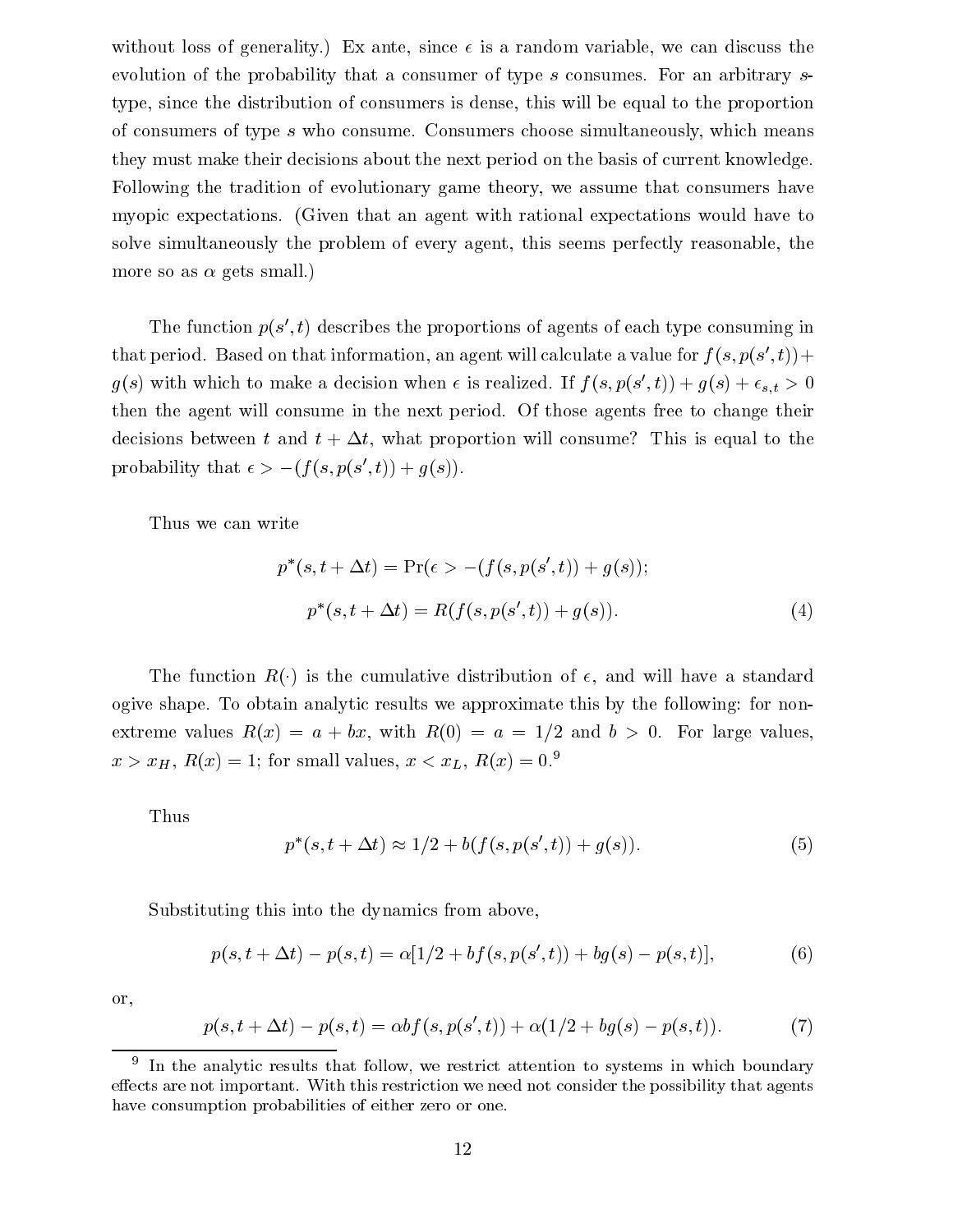without loss of generality.) Ex ante, since $\epsilon$ is a random variable, we can discuss the evolution of the probability that a consumer of type $s$ consumes. For an arbitrary $s$-type, since the distribution of consumers is dense, this will be equal to the proportion of consumers of type $s$ who consume. Consumers choose simultaneously, which means they must make their decisions about the next period on the basis of current knowledge. Following the tradition of evolutionary game theory, we assume that consumers have myopic expectations. (Given that an agent with rational expectations would have to solve simultaneously the problem of every agent, this seems perfectly reasonable, the more so as $\alpha$ gets small.)

The function $p(s', t)$ describes the proportions of agents of each type consuming in that period. Based on that information, an agent will calculate a value for $f(s, p(s', t)) + g(s)$ with which to make a decision when $\epsilon$ is realized. If $f(s, p(s', t)) + g(s) + \epsilon_{s,t} > 0$ then the agent will consume in the next period. Of those agents free to change their decisions between $t$ and $t + \Delta t$, what proportion will consume? This is equal to the probability that $\epsilon > -(f(s, p(s', t)) + g(s))$.

Thus we can write

$$p^*(s, t + \Delta t) = \Pr(\epsilon > -(f(s, p(s', t)) + g(s));$$

$$p^*(s, t + \Delta t) = R(f(s, p(s', t)) + g(s)). \tag{4}$$

The function $R(\cdot)$ is the cumulative distribution of $\epsilon$, and will have a standard ogive shape. To obtain analytic results we approximate this by the following: for non-extreme values $R(x) = a + bx$, with $R(0) = a = 1/2$ and $b > 0$. For large values, $x > x_H$, $R(x) = 1$; for small values, $x < x_L$, $R(x) = 0$.[9]

Thus

$$p^*(s, t + \Delta t) \approx 1/2 + b(f(s, p(s', t)) + g(s)). \tag{5}$$

Substituting this into the dynamics from above,

$$p(s, t + \Delta t) - p(s, t) = \alpha[1/2 + bf(s, p(s', t)) + bg(s) - p(s, t)], \tag{6}$$

or,

$$p(s, t + \Delta t) - p(s, t) = \alpha bf(s, p(s', t)) + \alpha(1/2 + bg(s) - p(s, t)). \tag{7}$$

---

[9] In the analytic results that follow, we restrict attention to systems in which boundary effects are not important. With this restriction we need not consider the possibility that agents have consumption probabilities of either zero or one.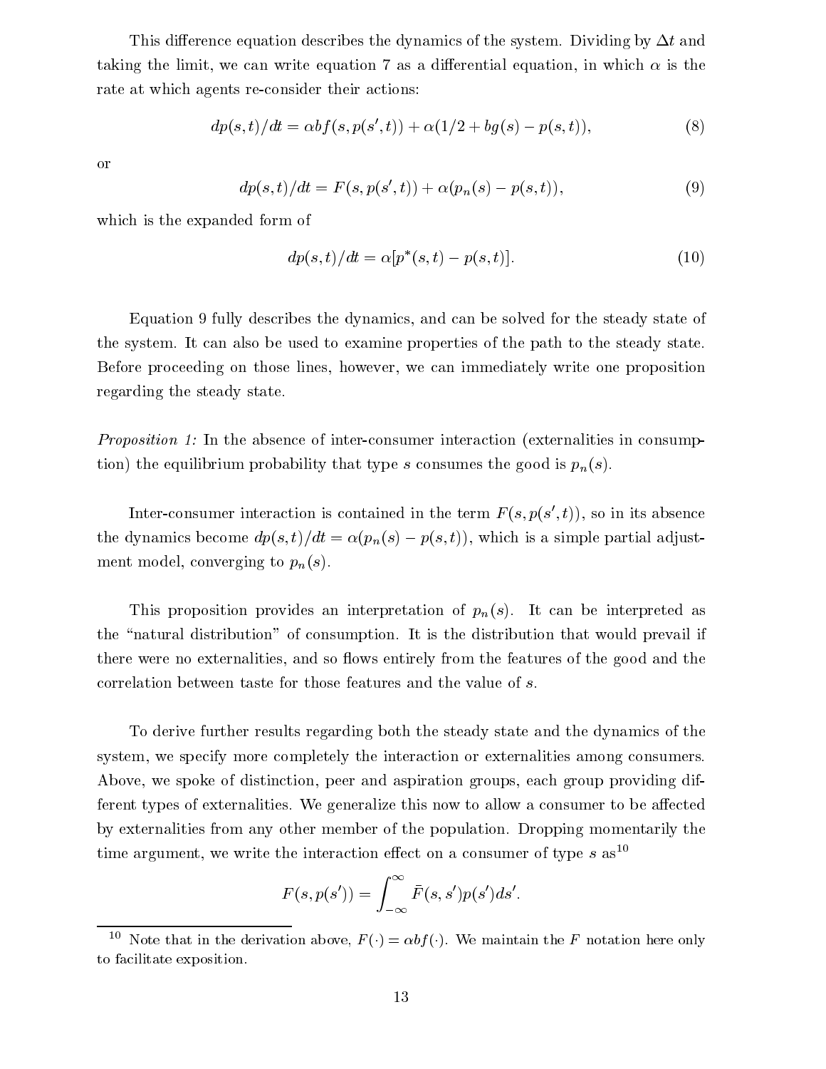This difference equation describes the dynamics of the system. Dividing by $\Delta t$ and taking the limit, we can write equation 7 as a differential equation, in which $\alpha$ is the rate at which agents re-consider their actions:

$$dp(s,t)/dt = \alpha b f(s, p(s',t)) + \alpha(1/2 + bg(s) - p(s,t)), \tag{8}$$

or

$$dp(s,t)/dt = F(s, p(s',t)) + \alpha(p_n(s) - p(s,t)), \tag{9}$$

which is the expanded form of

$$dp(s,t)/dt = \alpha[p^*(s,t) - p(s,t)]. \tag{10}$$

Equation 9 fully describes the dynamics, and can be solved for the steady state of the system. It can also be used to examine properties of the path to the steady state. Before proceeding on those lines, however, we can immediately write one proposition regarding the steady state.

*Proposition 1:* In the absence of inter-consumer interaction (externalities in consumption) the equilibrium probability that type $s$ consumes the good is $p_n(s)$.

Inter-consumer interaction is contained in the term $F(s, p(s',t))$, so in its absence the dynamics become $dp(s,t)/dt = \alpha(p_n(s) - p(s,t))$, which is a simple partial adjustment model, converging to $p_n(s)$.

This proposition provides an interpretation of $p_n(s)$. It can be interpreted as the "natural distribution" of consumption. It is the distribution that would prevail if there were no externalities, and so flows entirely from the features of the good and the correlation between taste for those features and the value of $s$.

To derive further results regarding both the steady state and the dynamics of the system, we specify more completely the interaction or externalities among consumers. Above, we spoke of distinction, peer and aspiration groups, each group providing different types of externalities. We generalize this now to allow a consumer to be affected by externalities from any other member of the population. Dropping momentarily the time argument, we write the interaction effect on a consumer of type $s$ as[10]

$$F(s, p(s')) = \int_{-\infty}^{\infty} \bar{F}(s, s')p(s')ds'.$$

[10] Note that in the derivation above, $F(\cdot) = \alpha b f(\cdot)$. We maintain the $F$ notation here only to facilitate exposition.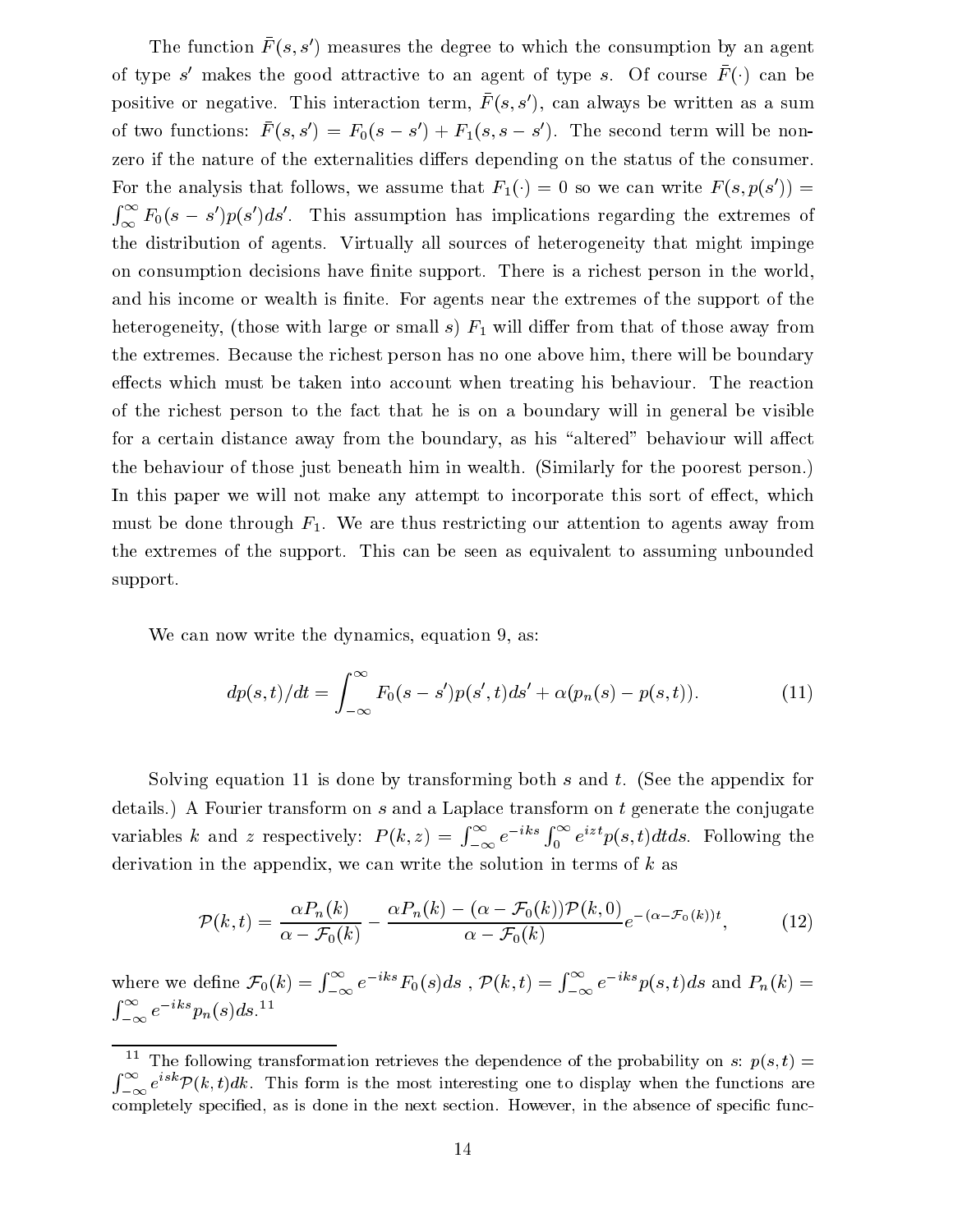The function $\bar{F}(s, s')$ measures the degree to which the consumption by an agent of type $s'$ makes the good attractive to an agent of type $s$. Of course $\bar{F}(\cdot)$ can be positive or negative. This interaction term, $\bar{F}(s, s')$, can always be written as a sum of two functions: $\bar{F}(s, s') = F_0(s - s') + F_1(s, s - s')$. The second term will be non-zero if the nature of the externalities differs depending on the status of the consumer. For the analysis that follows, we assume that $F_1(\cdot) = 0$ so we can write $F(s, p(s')) = \int_{\infty}^{\infty} F_0(s - s')p(s')ds'$. This assumption has implications regarding the extremes of the distribution of agents. Virtually all sources of heterogeneity that might impinge on consumption decisions have finite support. There is a richest person in the world, and his income or wealth is finite. For agents near the extremes of the support of the heterogeneity, (those with large or small $s$) $F_1$ will differ from that of those away from the extremes. Because the richest person has no one above him, there will be boundary effects which must be taken into account when treating his behaviour. The reaction of the richest person to the fact that he is on a boundary will in general be visible for a certain distance away from the boundary, as his "altered" behaviour will affect the behaviour of those just beneath him in wealth. (Similarly for the poorest person.) In this paper we will not make any attempt to incorporate this sort of effect, which must be done through $F_1$. We are thus restricting our attention to agents away from the extremes of the support. This can be seen as equivalent to assuming unbounded support.

We can now write the dynamics, equation 9, as:

$$dp(s,t)/dt = \int_{-\infty}^{\infty} F_0(s - s')p(s', t)ds' + \alpha(p_n(s) - p(s,t)). \tag{11}$$

Solving equation 11 is done by transforming both $s$ and $t$. (See the appendix for details.) A Fourier transform on $s$ and a Laplace transform on $t$ generate the conjugate variables $k$ and $z$ respectively: $P(k, z) = \int_{-\infty}^{\infty} e^{-iks} \int_0^{\infty} e^{izt} p(s,t)dtds$. Following the derivation in the appendix, we can write the solution in terms of $k$ as

$$\mathcal{P}(k,t) = \frac{\alpha P_n(k)}{\alpha - \mathcal{F}_0(k)} - \frac{\alpha P_n(k) - (\alpha - \mathcal{F}_0(k))\mathcal{P}(k,0)}{\alpha - \mathcal{F}_0(k)} e^{-(\alpha - \mathcal{F}_0(k))t}, \tag{12}$$

where we define $\mathcal{F}_0(k) = \int_{-\infty}^{\infty} e^{-iks} F_0(s)ds$ , $\mathcal{P}(k,t) = \int_{-\infty}^{\infty} e^{-iks} p(s,t)ds$ and $P_n(k) = \int_{-\infty}^{\infty} e^{-iks} p_n(s)ds$.[11]

[11] The following transformation retrieves the dependence of the probability on $s$: $p(s,t) = \int_{-\infty}^{\infty} e^{isk} \mathcal{P}(k,t)dk$. This form is the most interesting one to display when the functions are completely specified, as is done in the next section. However, in the absence of specific func-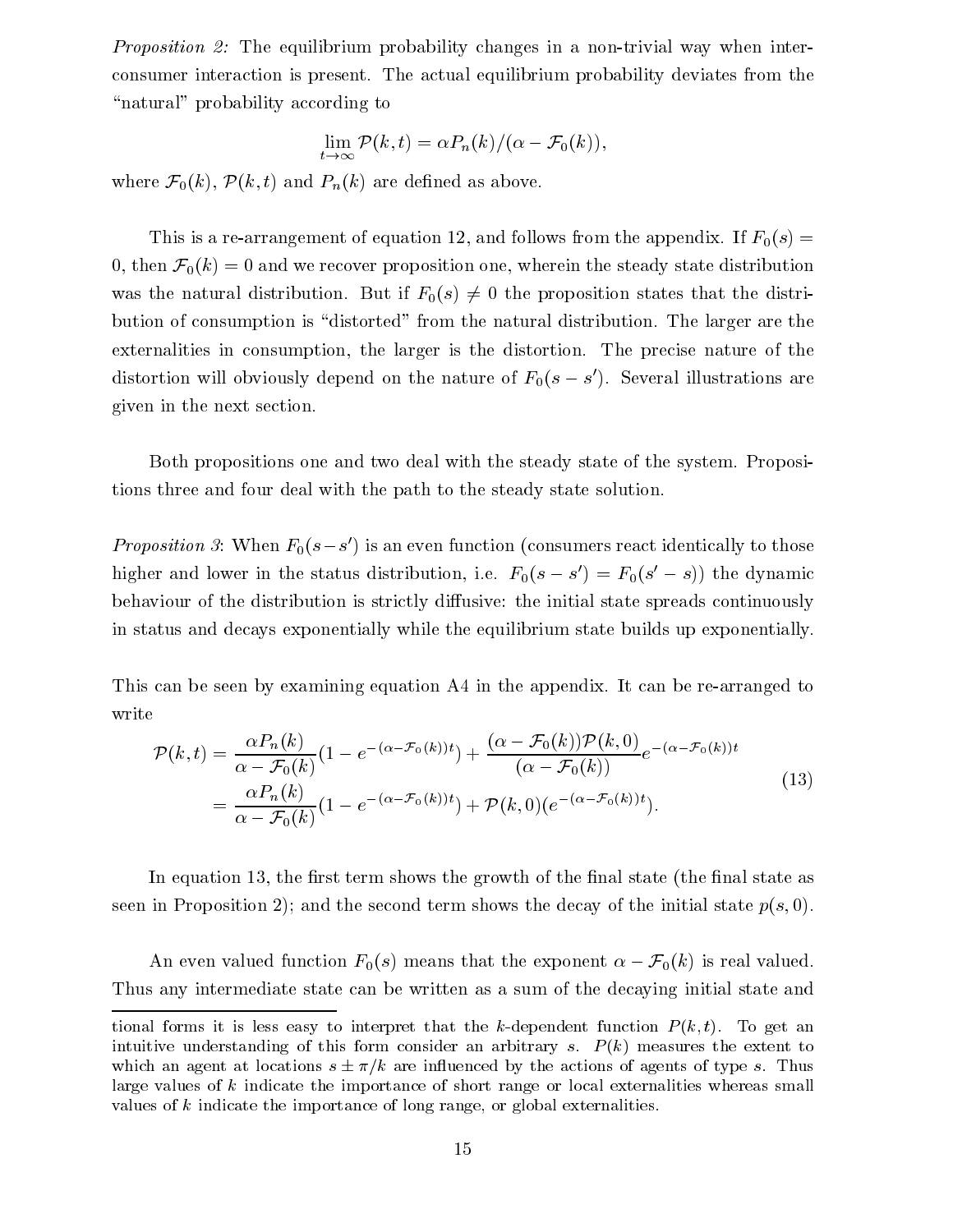*Proposition 2:* The equilibrium probability changes in a non-trivial way when inter-consumer interaction is present. The actual equilibrium probability deviates from the "natural" probability according to

$$\lim_{t\to\infty} \mathcal{P}(k,t) = \alpha P_n(k)/(\alpha - \mathcal{F}_0(k)),$$

where $\mathcal{F}_0(k)$, $\mathcal{P}(k,t)$ and $P_n(k)$ are defined as above.

This is a re-arrangement of equation 12, and follows from the appendix. If $F_0(s) = 0$, then $\mathcal{F}_0(k) = 0$ and we recover proposition one, wherein the steady state distribution was the natural distribution. But if $F_0(s) \neq 0$ the proposition states that the distribution of consumption is "distorted" from the natural distribution. The larger are the externalities in consumption, the larger is the distortion. The precise nature of the distortion will obviously depend on the nature of $F_0(s - s')$. Several illustrations are given in the next section.

Both propositions one and two deal with the steady state of the system. Propositions three and four deal with the path to the steady state solution.

*Proposition 3*: When $F_0(s-s')$ is an even function (consumers react identically to those higher and lower in the status distribution, i.e. $F_0(s - s') = F_0(s' - s)$) the dynamic behaviour of the distribution is strictly diffusive: the initial state spreads continuously in status and decays exponentially while the equilibrium state builds up exponentially.

This can be seen by examining equation A4 in the appendix. It can be re-arranged to write

$$\begin{aligned}
\mathcal{P}(k,t) &= \frac{\alpha P_n(k)}{\alpha - \mathcal{F}_0(k)}(1 - e^{-(\alpha - \mathcal{F}_0(k))t}) + \frac{(\alpha - \mathcal{F}_0(k))\mathcal{P}(k,0)}{(\alpha - \mathcal{F}_0(k))} e^{-(\alpha-\mathcal{F}_0(k))t} \\
&= \frac{\alpha P_n(k)}{\alpha - \mathcal{F}_0(k)}(1 - e^{-(\alpha - \mathcal{F}_0(k))t}) + \mathcal{P}(k,0)(e^{-(\alpha - \mathcal{F}_0(k))t}).
\end{aligned} \tag{13}$$

In equation 13, the first term shows the growth of the final state (the final state as seen in Proposition 2); and the second term shows the decay of the initial state $p(s, 0)$.

An even valued function $F_0(s)$ means that the exponent $\alpha - \mathcal{F}_0(k)$ is real valued. Thus any intermediate state can be written as a sum of the decaying initial state and

---

tional forms it is less easy to interpret that the $k$-dependent function $P(k,t)$. To get an intuitive understanding of this form consider an arbitrary $s$. $P(k)$ measures the extent to which an agent at locations $s \pm \pi/k$ are influenced by the actions of agents of type $s$. Thus large values of $k$ indicate the importance of short range or local externalities whereas small values of $k$ indicate the importance of long range, or global externalities.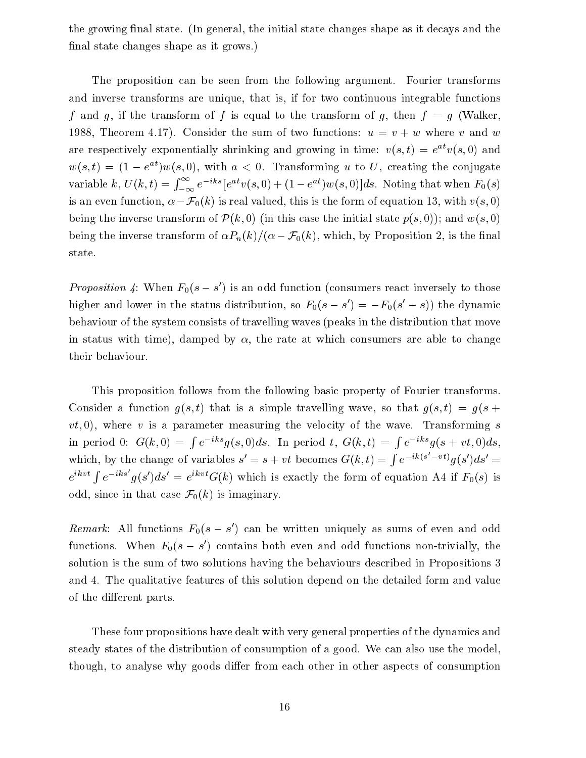the growing final state. (In general, the initial state changes shape as it decays and the final state changes shape as it grows.)

The proposition can be seen from the following argument. Fourier transforms and inverse transforms are unique, that is, if for two continuous integrable functions $f$ and $g$, if the transform of $f$ is equal to the transform of $g$, then $f = g$ (Walker, 1988, Theorem 4.17). Consider the sum of two functions: $u = v + w$ where $v$ and $w$ are respectively exponentially shrinking and growing in time: $v(s,t) = e^{at}v(s,0)$ and $w(s,t) = (1 - e^{at})w(s,0)$, with $a < 0$. Transforming $u$ to $U$, creating the conjugate variable $k$, $U(k,t) = \int_{-\infty}^{\infty} e^{-iks}[e^{at}v(s,0) + (1 - e^{at})w(s,0)]ds$. Noting that when $F_0(s)$ is an even function, $\alpha - \mathcal{F}_0(k)$ is real valued, this is the form of equation 13, with $v(s,0)$ being the inverse transform of $\mathcal{P}(k,0)$ (in this case the initial state $p(s,0)$); and $w(s,0)$ being the inverse transform of $\alpha P_n(k)/(\alpha - \mathcal{F}_0(k)$, which, by Proposition 2, is the final state.

*Proposition 4*: When $F_0(s - s')$ is an odd function (consumers react inversely to those higher and lower in the status distribution, so $F_0(s - s') = -F_0(s' - s)$) the dynamic behaviour of the system consists of travelling waves (peaks in the distribution that move in status with time), damped by $\alpha$, the rate at which consumers are able to change their behaviour.

This proposition follows from the following basic property of Fourier transforms. Consider a function $g(s,t)$ that is a simple travelling wave, so that $g(s,t) = g(s + vt, 0)$, where $v$ is a parameter measuring the velocity of the wave. Transforming $s$ in period 0: $G(k,0) = \int e^{-iks}g(s,0)ds$. In period $t$, $G(k,t) = \int e^{-iks}g(s + vt, 0)ds$, which, by the change of variables $s' = s + vt$ becomes $G(k,t) = \int e^{-ik(s'-vt)}g(s')ds' = e^{ikvt}\int e^{-iks'}g(s')ds' = e^{ikvt}G(k)$ which is exactly the form of equation A4 if $F_0(s)$ is odd, since in that case $\mathcal{F}_0(k)$ is imaginary.

*Remark*: All functions $F_0(s - s')$ can be written uniquely as sums of even and odd functions. When $F_0(s - s')$ contains both even and odd functions non-trivially, the solution is the sum of two solutions having the behaviours described in Propositions 3 and 4. The qualitative features of this solution depend on the detailed form and value of the different parts.

These four propositions have dealt with very general properties of the dynamics and steady states of the distribution of consumption of a good. We can also use the model, though, to analyse why goods differ from each other in other aspects of consumption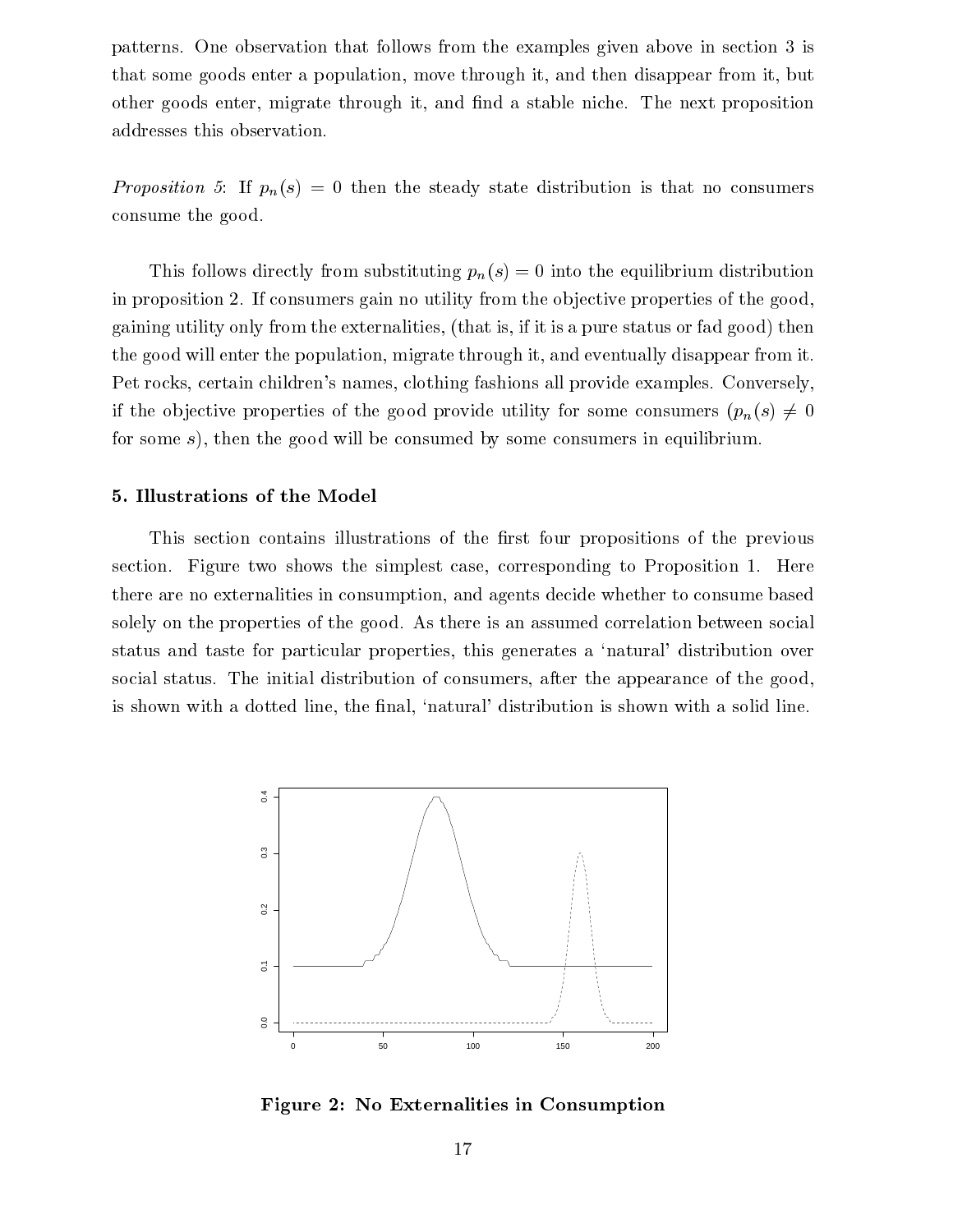patterns. One observation that follows from the examples given above in section 3 is that some goods enter a population, move through it, and then disappear from it, but other goods enter, migrate through it, and find a stable niche. The next proposition addresses this observation.

*Proposition 5*: If $p_n(s) = 0$ then the steady state distribution is that no consumers consume the good.

This follows directly from substituting $p_n(s) = 0$ into the equilibrium distribution in proposition 2. If consumers gain no utility from the objective properties of the good, gaining utility only from the externalities, (that is, if it is a pure status or fad good) then the good will enter the population, migrate through it, and eventually disappear from it. Pet rocks, certain children's names, clothing fashions all provide examples. Conversely, if the objective properties of the good provide utility for some consumers ($p_n(s) \neq 0$ for some $s$), then the good will be consumed by some consumers in equilibrium.

## 5. Illustrations of the Model

This section contains illustrations of the first four propositions of the previous section. Figure two shows the simplest case, corresponding to Proposition 1. Here there are no externalities in consumption, and agents decide whether to consume based solely on the properties of the good. As there is an assumed correlation between social status and taste for particular properties, this generates a 'natural' distribution over social status. The initial distribution of consumers, after the appearance of the good, is shown with a dotted line, the final, 'natural' distribution is shown with a solid line.

**Figure 2: No Externalities in Consumption**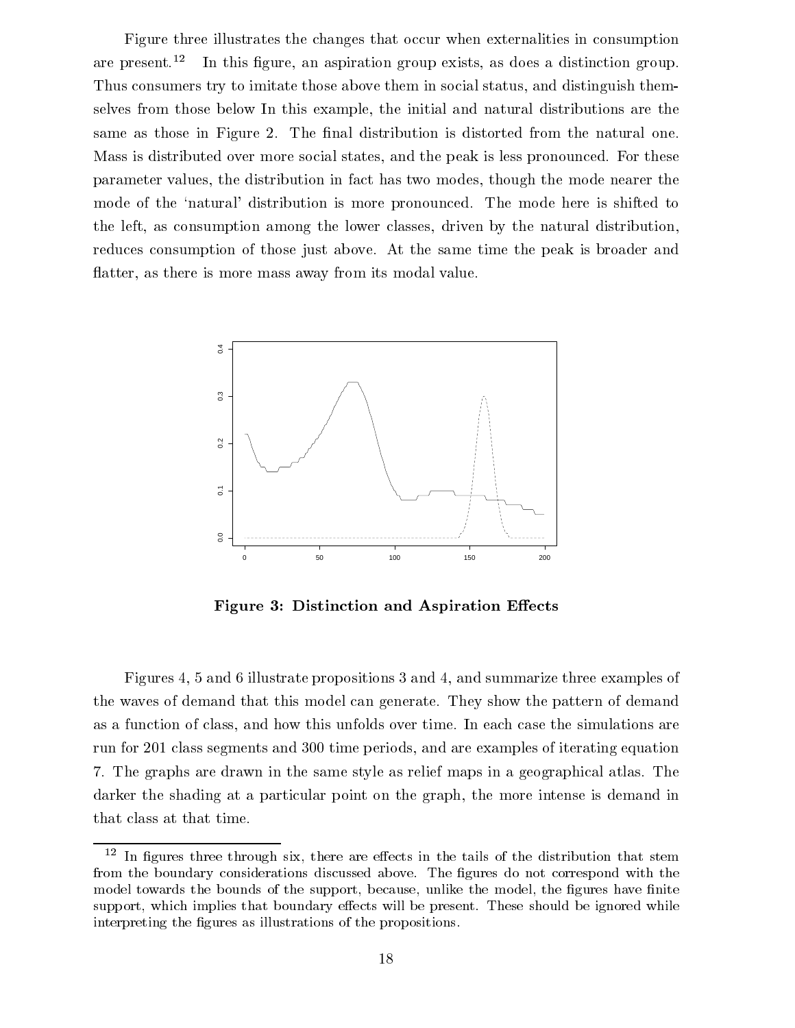Figure three illustrates the changes that occur when externalities in consumption are present.[12] In this figure, an aspiration group exists, as does a distinction group. Thus consumers try to imitate those above them in social status, and distinguish themselves from those below In this example, the initial and natural distributions are the same as those in Figure 2. The final distribution is distorted from the natural one. Mass is distributed over more social states, and the peak is less pronounced. For these parameter values, the distribution in fact has two modes, though the mode nearer the mode of the 'natural' distribution is more pronounced. The mode here is shifted to the left, as consumption among the lower classes, driven by the natural distribution, reduces consumption of those just above. At the same time the peak is broader and flatter, as there is more mass away from its modal value.

**Figure 3: Distinction and Aspiration Effects**

Figures 4, 5 and 6 illustrate propositions 3 and 4, and summarize three examples of the waves of demand that this model can generate. They show the pattern of demand as a function of class, and how this unfolds over time. In each case the simulations are run for 201 class segments and 300 time periods, and are examples of iterating equation 7. The graphs are drawn in the same style as relief maps in a geographical atlas. The darker the shading at a particular point on the graph, the more intense is demand in that class at that time.

[12] In figures three through six, there are effects in the tails of the distribution that stem from the boundary considerations discussed above. The figures do not correspond with the model towards the bounds of the support, because, unlike the model, the figures have finite support, which implies that boundary effects will be present. These should be ignored while interpreting the figures as illustrations of the propositions.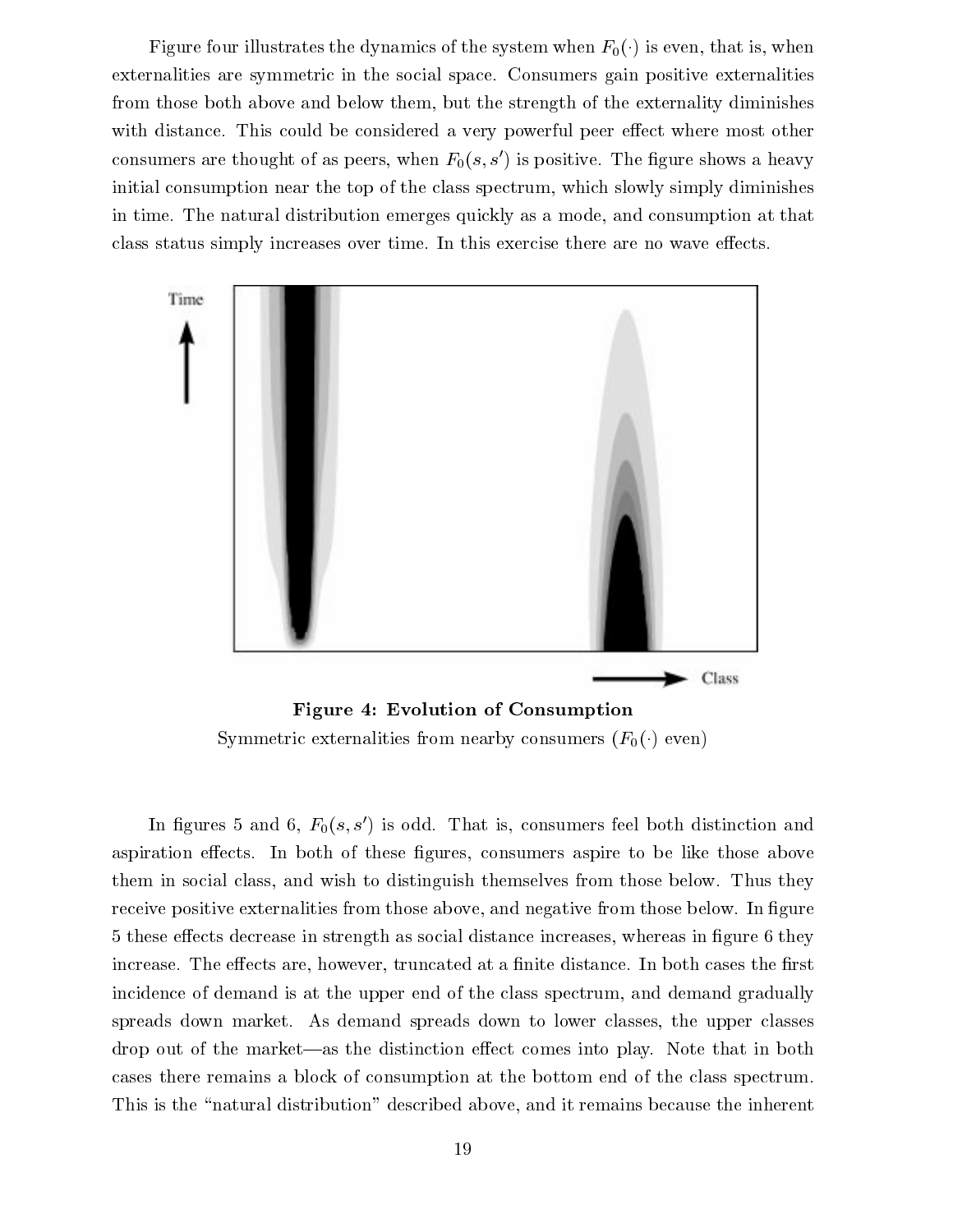Figure four illustrates the dynamics of the system when $F_0(\cdot)$ is even, that is, when externalities are symmetric in the social space. Consumers gain positive externalities from those both above and below them, but the strength of the externality diminishes with distance. This could be considered a very powerful peer effect where most other consumers are thought of as peers, when $F_0(s, s')$ is positive. The figure shows a heavy initial consumption near the top of the class spectrum, which slowly simply diminishes in time. The natural distribution emerges quickly as a mode, and consumption at that class status simply increases over time. In this exercise there are no wave effects.

**Figure 4: Evolution of Consumption**
Symmetric externalities from nearby consumers ($F_0(\cdot)$ even)

In figures 5 and 6, $F_0(s, s')$ is odd. That is, consumers feel both distinction and aspiration effects. In both of these figures, consumers aspire to be like those above them in social class, and wish to distinguish themselves from those below. Thus they receive positive externalities from those above, and negative from those below. In figure 5 these effects decrease in strength as social distance increases, whereas in figure 6 they increase. The effects are, however, truncated at a finite distance. In both cases the first incidence of demand is at the upper end of the class spectrum, and demand gradually spreads down market. As demand spreads down to lower classes, the upper classes drop out of the market—as the distinction effect comes into play. Note that in both cases there remains a block of consumption at the bottom end of the class spectrum. This is the "natural distribution" described above, and it remains because the inherent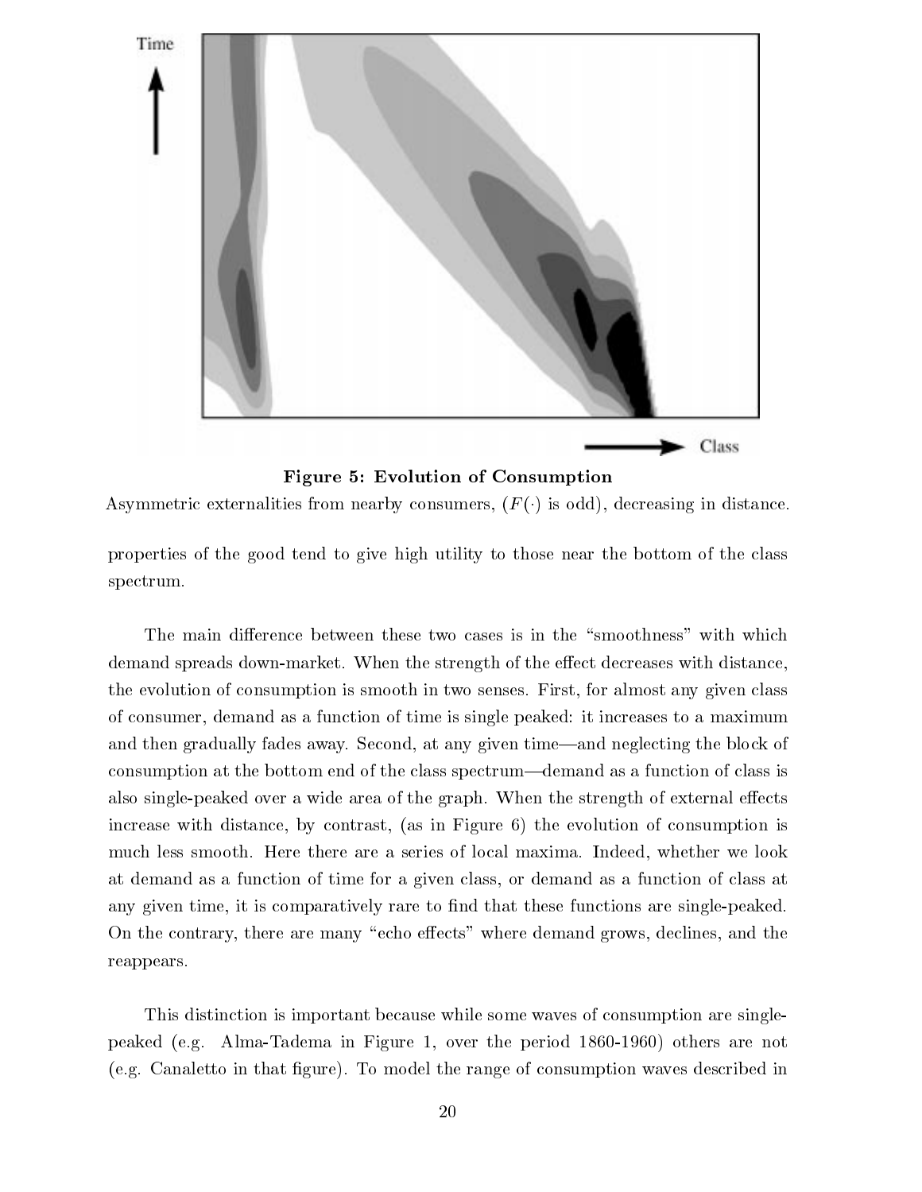**Figure 5: Evolution of Consumption**

Asymmetric externalities from nearby consumers, ($F(\cdot)$ is odd), decreasing in distance.

properties of the good tend to give high utility to those near the bottom of the class spectrum.

The main difference between these two cases is in the "smoothness" with which demand spreads down-market. When the strength of the effect decreases with distance, the evolution of consumption is smooth in two senses. First, for almost any given class of consumer, demand as a function of time is single peaked: it increases to a maximum and then gradually fades away. Second, at any given time—and neglecting the block of consumption at the bottom end of the class spectrum—demand as a function of class is also single-peaked over a wide area of the graph. When the strength of external effects increase with distance, by contrast, (as in Figure 6) the evolution of consumption is much less smooth. Here there are a series of local maxima. Indeed, whether we look at demand as a function of time for a given class, or demand as a function of class at any given time, it is comparatively rare to find that these functions are single-peaked. On the contrary, there are many "echo effects" where demand grows, declines, and the reappears.

This distinction is important because while some waves of consumption are single-peaked (e.g. Alma-Tadema in Figure 1, over the period 1860-1960) others are not (e.g. Canaletto in that figure). To model the range of consumption waves described in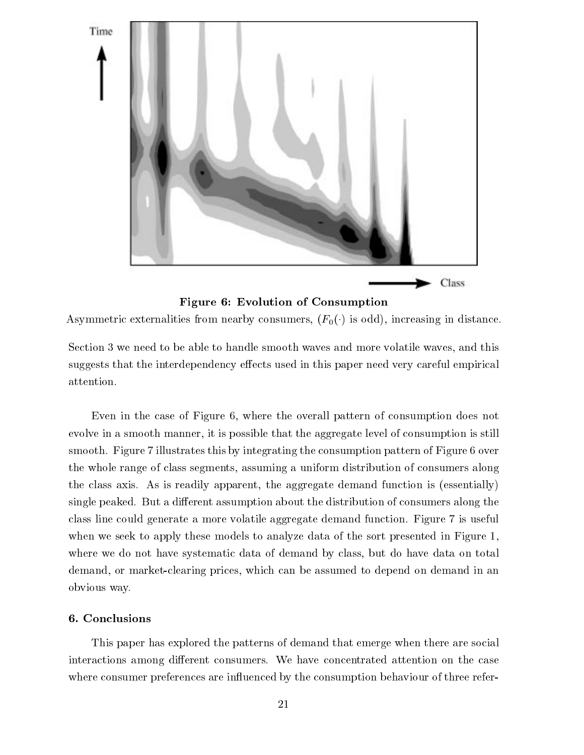**Figure 6: Evolution of Consumption**

Asymmetric externalities from nearby consumers, ($F_0(\cdot)$ is odd), increasing in distance.

Section 3 we need to be able to handle smooth waves and more volatile waves, and this suggests that the interdependency effects used in this paper need very careful empirical attention.

Even in the case of Figure 6, where the overall pattern of consumption does not evolve in a smooth manner, it is possible that the aggregate level of consumption is still smooth. Figure 7 illustrates this by integrating the consumption pattern of Figure 6 over the whole range of class segments, assuming a uniform distribution of consumers along the class axis. As is readily apparent, the aggregate demand function is (essentially) single peaked. But a different assumption about the distribution of consumers along the class line could generate a more volatile aggregate demand function. Figure 7 is useful when we seek to apply these models to analyze data of the sort presented in Figure 1, where we do not have systematic data of demand by class, but do have data on total demand, or market-clearing prices, which can be assumed to depend on demand in an obvious way.

## 6. Conclusions

This paper has explored the patterns of demand that emerge when there are social interactions among different consumers. We have concentrated attention on the case where consumer preferences are influenced by the consumption behaviour of three refer-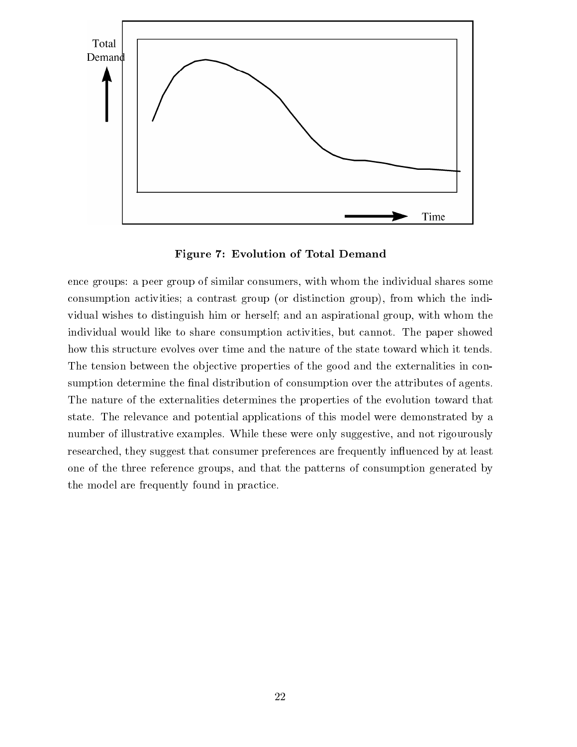**Figure 7: Evolution of Total Demand**

ence groups: a peer group of similar consumers, with whom the individual shares some consumption activities; a contrast group (or distinction group), from which the individual wishes to distinguish him or herself; and an aspirational group, with whom the individual would like to share consumption activities, but cannot. The paper showed how this structure evolves over time and the nature of the state toward which it tends. The tension between the objective properties of the good and the externalities in consumption determine the final distribution of consumption over the attributes of agents. The nature of the externalities determines the properties of the evolution toward that state. The relevance and potential applications of this model were demonstrated by a number of illustrative examples. While these were only suggestive, and not rigourously researched, they suggest that consumer preferences are frequently influenced by at least one of the three reference groups, and that the patterns of consumption generated by the model are frequently found in practice.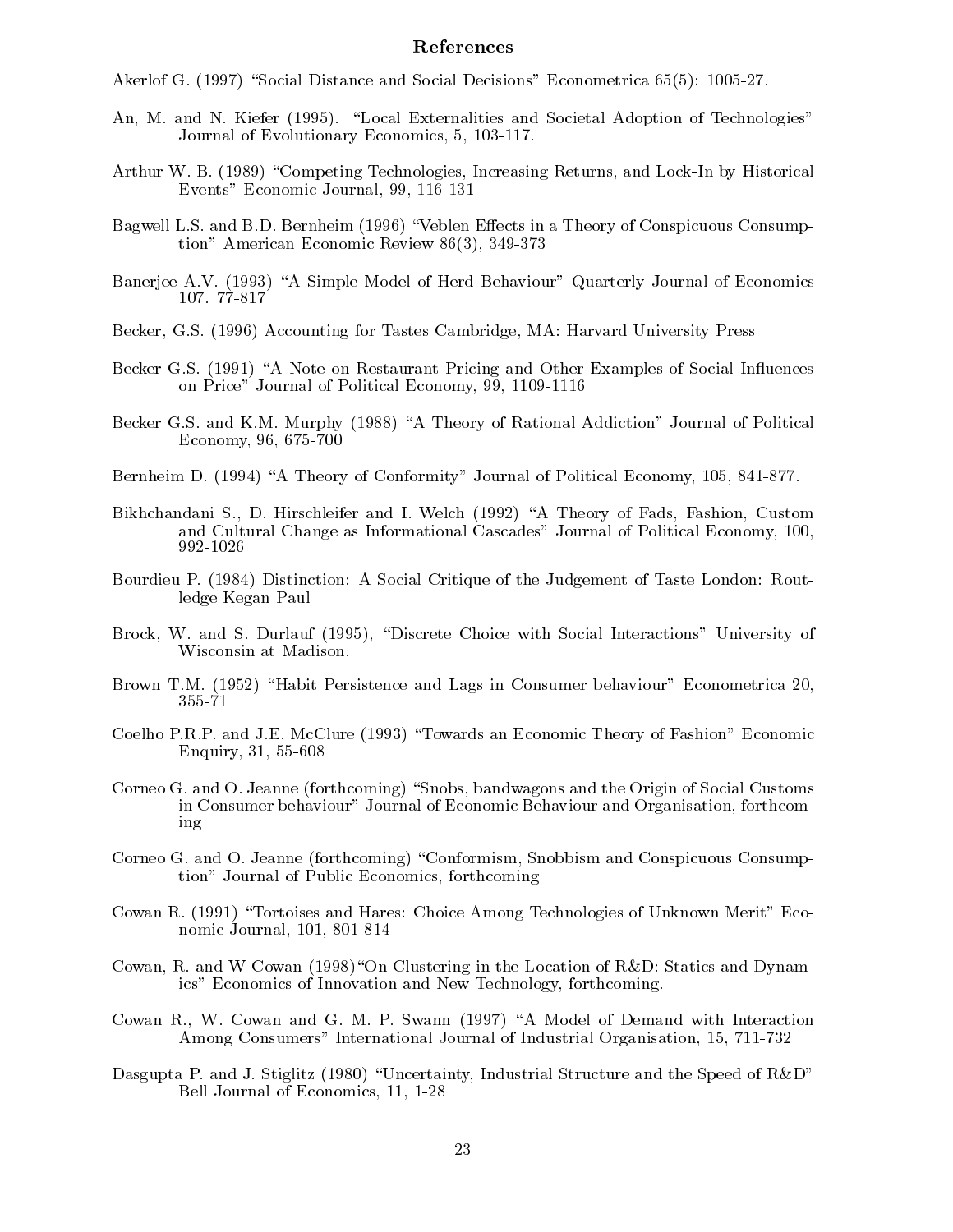## References

Akerlof G. (1997) "Social Distance and Social Decisions" Econometrica 65(5): 1005-27.

An, M. and N. Kiefer (1995). "Local Externalities and Societal Adoption of Technologies" Journal of Evolutionary Economics, 5, 103-117.

Arthur W. B. (1989) "Competing Technologies, Increasing Returns, and Lock-In by Historical Events" Economic Journal, 99, 116-131

Bagwell L.S. and B.D. Bernheim (1996) "Veblen Effects in a Theory of Conspicuous Consumption" American Economic Review 86(3), 349-373

Banerjee A.V. (1993) "A Simple Model of Herd Behaviour" Quarterly Journal of Economics 107. 77-817

Becker, G.S. (1996) Accounting for Tastes Cambridge, MA: Harvard University Press

Becker G.S. (1991) "A Note on Restaurant Pricing and Other Examples of Social Influences on Price" Journal of Political Economy, 99, 1109-1116

Becker G.S. and K.M. Murphy (1988) "A Theory of Rational Addiction" Journal of Political Economy, 96, 675-700

Bernheim D. (1994) "A Theory of Conformity" Journal of Political Economy, 105, 841-877.

Bikhchandani S., D. Hirschleifer and I. Welch (1992) "A Theory of Fads, Fashion, Custom and Cultural Change as Informational Cascades" Journal of Political Economy, 100, 992-1026

Bourdieu P. (1984) Distinction: A Social Critique of the Judgement of Taste London: Routledge Kegan Paul

Brock, W. and S. Durlauf (1995), "Discrete Choice with Social Interactions" University of Wisconsin at Madison.

Brown T.M. (1952) "Habit Persistence and Lags in Consumer behaviour" Econometrica 20, 355-71

Coelho P.R.P. and J.E. McClure (1993) "Towards an Economic Theory of Fashion" Economic Enquiry, 31, 55-608

Corneo G. and O. Jeanne (forthcoming) "Snobs, bandwagons and the Origin of Social Customs in Consumer behaviour" Journal of Economic Behaviour and Organisation, forthcoming

Corneo G. and O. Jeanne (forthcoming) "Conformism, Snobbism and Conspicuous Consumption" Journal of Public Economics, forthcoming

Cowan R. (1991) "Tortoises and Hares: Choice Among Technologies of Unknown Merit" Economic Journal, 101, 801-814

Cowan, R. and W Cowan (1998) "On Clustering in the Location of R&D: Statics and Dynamics" Economics of Innovation and New Technology, forthcoming.

Cowan R., W. Cowan and G. M. P. Swann (1997) "A Model of Demand with Interaction Among Consumers" International Journal of Industrial Organisation, 15, 711-732

Dasgupta P. and J. Stiglitz (1980) "Uncertainty, Industrial Structure and the Speed of R&D" Bell Journal of Economics, 11, 1-28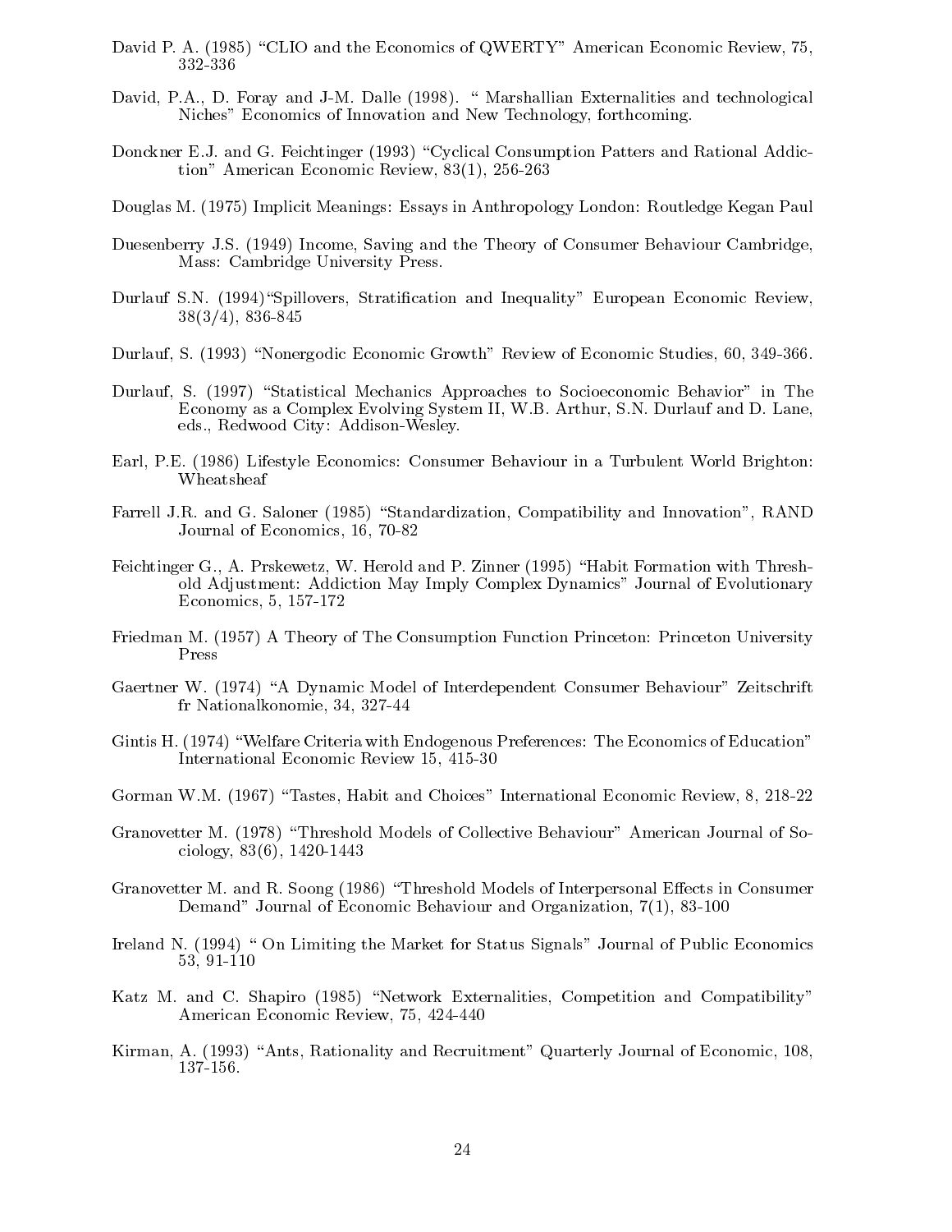David P. A. (1985) "CLIO and the Economics of QWERTY" American Economic Review, 75, 332-336

David, P.A., D. Foray and J-M. Dalle (1998). " Marshallian Externalities and technological Niches" Economics of Innovation and New Technology, forthcoming.

Donckner E.J. and G. Feichtinger (1993) "Cyclical Consumption Patters and Rational Addiction" American Economic Review, 83(1), 256-263

Douglas M. (1975) Implicit Meanings: Essays in Anthropology London: Routledge Kegan Paul

Duesenberry J.S. (1949) Income, Saving and the Theory of Consumer Behaviour Cambridge, Mass: Cambridge University Press.

Durlauf S.N. (1994)"Spillovers, Stratification and Inequality" European Economic Review, 38(3/4), 836-845

Durlauf, S. (1993) "Nonergodic Economic Growth" Review of Economic Studies, 60, 349-366.

Durlauf, S. (1997) "Statistical Mechanics Approaches to Socioeconomic Behavior" in The Economy as a Complex Evolving System II, W.B. Arthur, S.N. Durlauf and D. Lane, eds., Redwood City: Addison-Wesley.

Earl, P.E. (1986) Lifestyle Economics: Consumer Behaviour in a Turbulent World Brighton: Wheatsheaf

Farrell J.R. and G. Saloner (1985) "Standardization, Compatibility and Innovation", RAND Journal of Economics, 16, 70-82

Feichtinger G., A. Prskewetz, W. Herold and P. Zinner (1995) "Habit Formation with Threshold Adjustment: Addiction May Imply Complex Dynamics" Journal of Evolutionary Economics, 5, 157-172

Friedman M. (1957) A Theory of The Consumption Function Princeton: Princeton University Press

Gaertner W. (1974) "A Dynamic Model of Interdependent Consumer Behaviour" Zeitschrift fr Nationalkonomie, 34, 327-44

Gintis H. (1974) "Welfare Criteria with Endogenous Preferences: The Economics of Education" International Economic Review 15, 415-30

Gorman W.M. (1967) "Tastes, Habit and Choices" International Economic Review, 8, 218-22

Granovetter M. (1978) "Threshold Models of Collective Behaviour" American Journal of Sociology, 83(6), 1420-1443

Granovetter M. and R. Soong (1986) "Threshold Models of Interpersonal Effects in Consumer Demand" Journal of Economic Behaviour and Organization, 7(1), 83-100

Ireland N. (1994) " On Limiting the Market for Status Signals" Journal of Public Economics 53, 91-110

Katz M. and C. Shapiro (1985) "Network Externalities, Competition and Compatibility" American Economic Review, 75, 424-440

Kirman, A. (1993) "Ants, Rationality and Recruitment" Quarterly Journal of Economic, 108, 137-156.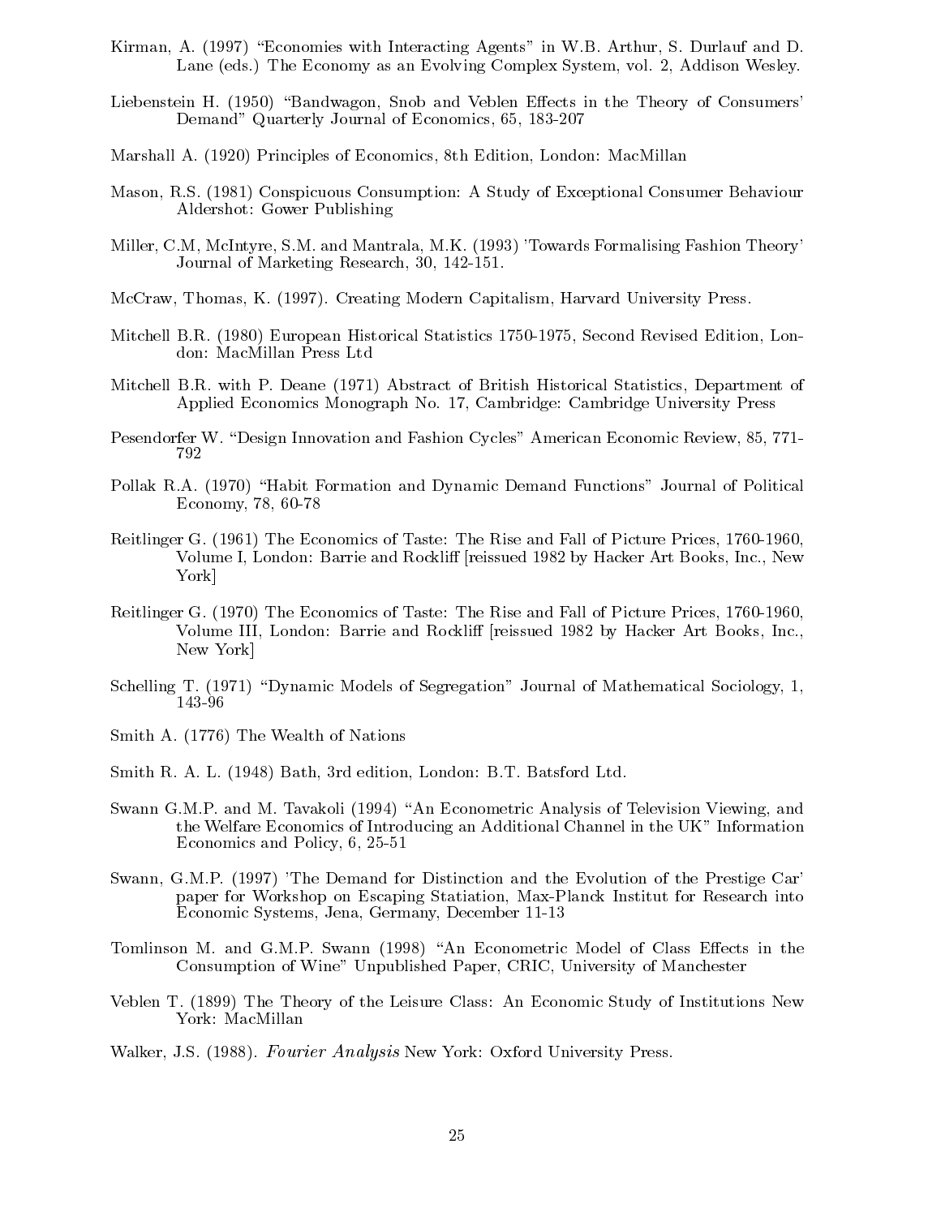Kirman, A. (1997) "Economies with Interacting Agents" in W.B. Arthur, S. Durlauf and D. Lane (eds.) The Economy as an Evolving Complex System, vol. 2, Addison Wesley.

Liebenstein H. (1950) "Bandwagon, Snob and Veblen Effects in the Theory of Consumers' Demand" Quarterly Journal of Economics, 65, 183-207

Marshall A. (1920) Principles of Economics, 8th Edition, London: MacMillan

Mason, R.S. (1981) Conspicuous Consumption: A Study of Exceptional Consumer Behaviour Aldershot: Gower Publishing

Miller, C.M, McIntyre, S.M. and Mantrala, M.K. (1993) 'Towards Formalising Fashion Theory' Journal of Marketing Research, 30, 142-151.

McCraw, Thomas, K. (1997). Creating Modern Capitalism, Harvard University Press.

Mitchell B.R. (1980) European Historical Statistics 1750-1975, Second Revised Edition, London: MacMillan Press Ltd

Mitchell B.R. with P. Deane (1971) Abstract of British Historical Statistics, Department of Applied Economics Monograph No. 17, Cambridge: Cambridge University Press

Pesendorfer W. "Design Innovation and Fashion Cycles" American Economic Review, 85, 771-792

Pollak R.A. (1970) "Habit Formation and Dynamic Demand Functions" Journal of Political Economy, 78, 60-78

Reitlinger G. (1961) The Economics of Taste: The Rise and Fall of Picture Prices, 1760-1960, Volume I, London: Barrie and Rockliff [reissued 1982 by Hacker Art Books, Inc., New York]

Reitlinger G. (1970) The Economics of Taste: The Rise and Fall of Picture Prices, 1760-1960, Volume III, London: Barrie and Rockliff [reissued 1982 by Hacker Art Books, Inc., New York]

Schelling T. (1971) "Dynamic Models of Segregation" Journal of Mathematical Sociology, 1, 143-96

Smith A. (1776) The Wealth of Nations

Smith R. A. L. (1948) Bath, 3rd edition, London: B.T. Batsford Ltd.

Swann G.M.P. and M. Tavakoli (1994) "An Econometric Analysis of Television Viewing, and the Welfare Economics of Introducing an Additional Channel in the UK" Information Economics and Policy, 6, 25-51

Swann, G.M.P. (1997) 'The Demand for Distinction and the Evolution of the Prestige Car' paper for Workshop on Escaping Statiation, Max-Planck Institut for Research into Economic Systems, Jena, Germany, December 11-13

Tomlinson M. and G.M.P. Swann (1998) "An Econometric Model of Class Effects in the Consumption of Wine" Unpublished Paper, CRIC, University of Manchester

Veblen T. (1899) The Theory of the Leisure Class: An Economic Study of Institutions New York: MacMillan

Walker, J.S. (1988). *Fourier Analysis* New York: Oxford University Press.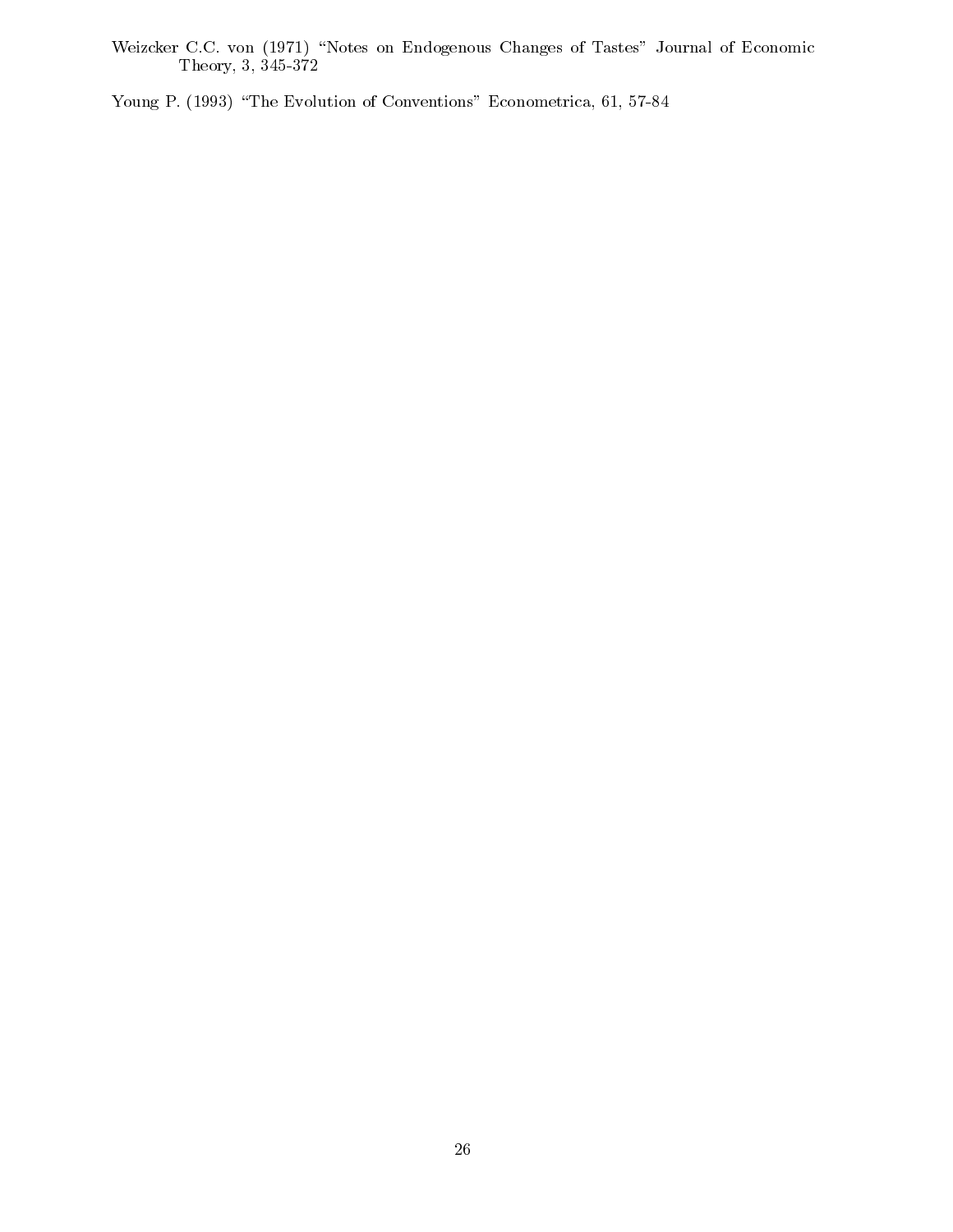Weizcker C.C. von (1971) "Notes on Endogenous Changes of Tastes" Journal of Economic Theory, 3, 345-372

Young P. (1993) "The Evolution of Conventions" Econometrica, 61, 57-84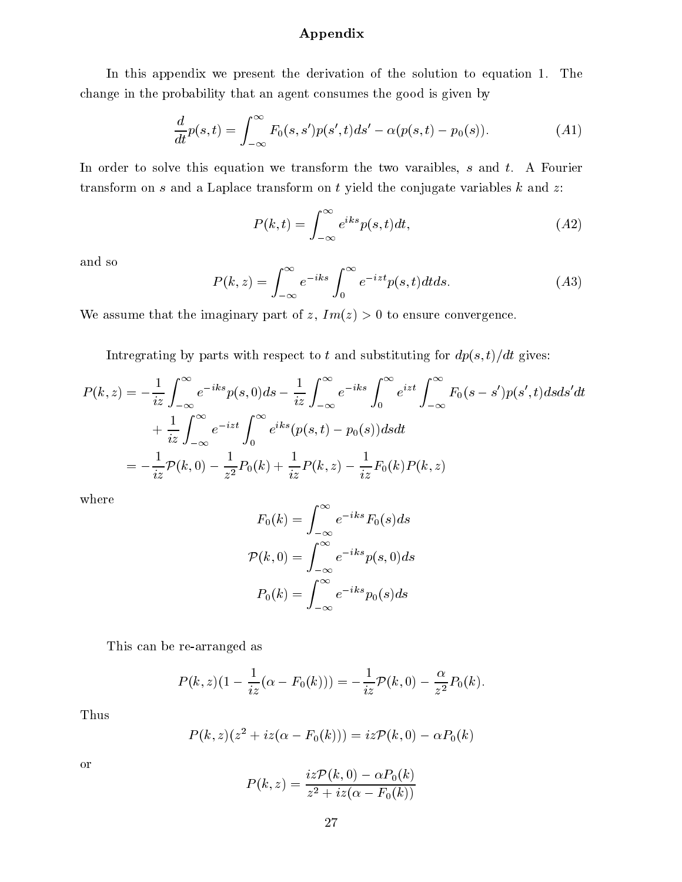## Appendix

In this appendix we present the derivation of the solution to equation 1. The change in the probability that an agent consumes the good is given by

$$\frac{d}{dt}p(s,t) = \int_{-\infty}^{\infty} F_0(s,s')p(s',t)ds' - \alpha(p(s,t) - p_0(s)). \tag{A1}$$

In order to solve this equation we transform the two varaibles, $s$ and $t$. A Fourier transform on $s$ and a Laplace transform on $t$ yield the conjugate variables $k$ and $z$:

$$P(k,t) = \int_{-\infty}^{\infty} e^{iks}p(s,t)dt, \tag{A2}$$

and so

$$P(k,z) = \int_{-\infty}^{\infty} e^{-iks} \int_{0}^{\infty} e^{-izt}p(s,t)dtds. \tag{A3}$$

We assume that the imaginary part of $z$, $Im(z) > 0$ to ensure convergence.

Intregrating by parts with respect to $t$ and substituting for $dp(s,t)/dt$ gives:

$$\begin{aligned}
P(k,z) = &-\frac{1}{iz}\int_{-\infty}^{\infty} e^{-iks}p(s,0)ds - \frac{1}{iz}\int_{-\infty}^{\infty} e^{-iks}\int_{0}^{\infty} e^{izt}\int_{-\infty}^{\infty} F_0(s-s')p(s',t)dsds'dt \\
&+ \frac{1}{iz}\int_{-\infty}^{\infty} e^{-izt}\int_{0}^{\infty} e^{iks}(p(s,t) - p_0(s))dsdt \\
= &-\frac{1}{iz}\mathcal{P}(k,0) - \frac{1}{z^2}P_0(k) + \frac{1}{iz}P(k,z) - \frac{1}{iz}F_0(k)P(k,z)
\end{aligned}$$

where

$$\begin{aligned}
F_0(k) &= \int_{-\infty}^{\infty} e^{-iks}F_0(s)ds \\
\mathcal{P}(k,0) &= \int_{-\infty}^{\infty} e^{-iks}p(s,0)ds \\
P_0(k) &= \int_{-\infty}^{\infty} e^{-iks}p_0(s)ds
\end{aligned}$$

This can be re-arranged as

$$P(k,z)(1 - \frac{1}{iz}(\alpha - F_0(k))) = -\frac{1}{iz}\mathcal{P}(k,0) - \frac{\alpha}{z^2}P_0(k).$$

Thus

$$P(k,z)(z^2 + iz(\alpha - F_0(k))) = iz\mathcal{P}(k,0) - \alpha P_0(k)$$

or

$$P(k,z) = \frac{iz\mathcal{P}(k,0) - \alpha P_0(k)}{z^2 + iz(\alpha - F_0(k))}$$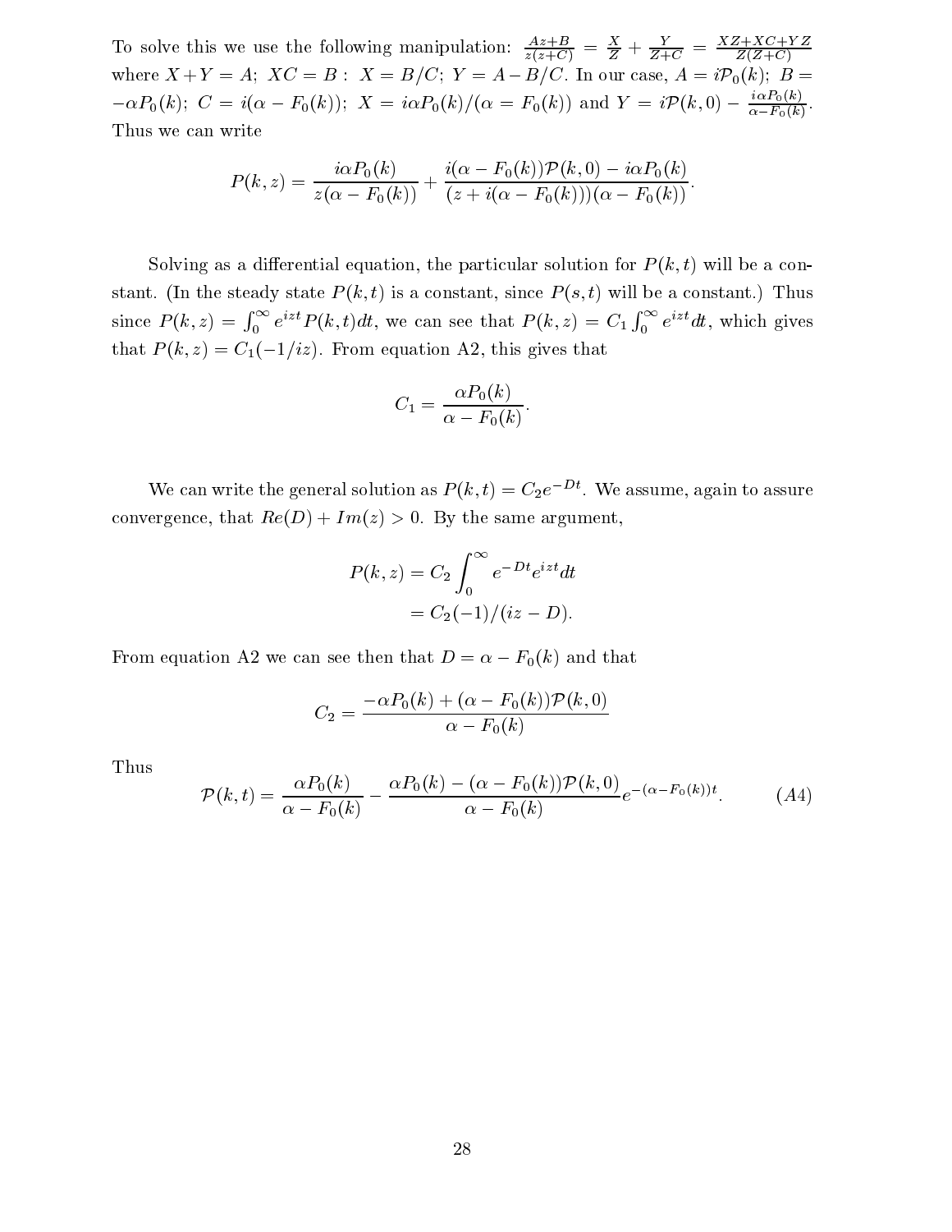To solve this we use the following manipulation: $\frac{Az+B}{z(z+C)} = \frac{X}{Z} + \frac{Y}{Z+C} = \frac{XZ+XC+YZ}{Z(Z+C)}$ where $X+Y=A$; $XC=B$ : $X=B/C$; $Y=A-B/C$. In our case, $A=i\mathcal{P}_0(k)$; $B=-\alpha P_0(k)$; $C=i(\alpha-F_0(k))$; $X=i\alpha P_0(k)/(\alpha=F_0(k))$ and $Y=i\mathcal{P}(k,0)-\frac{i\alpha P_0(k)}{\alpha-F_0(k)}$. Thus we can write

$$P(k,z) = \frac{i\alpha P_0(k)}{z(\alpha-F_0(k))} + \frac{i(\alpha-F_0(k))\mathcal{P}(k,0)-i\alpha P_0(k)}{(z+i(\alpha-F_0(k)))(\alpha-F_0(k))}.$$

Solving as a differential equation, the particular solution for $P(k,t)$ will be a constant. (In the steady state $P(k,t)$ is a constant, since $P(s,t)$ will be a constant.) Thus since $P(k,z)=\int_0^\infty e^{izt}P(k,t)dt$, we can see that $P(k,z)=C_1\int_0^\infty e^{izt}dt$, which gives that $P(k,z)=C_1(-1/iz)$. From equation A2, this gives that

$$C_1 = \frac{\alpha P_0(k)}{\alpha-F_0(k)}.$$

We can write the general solution as $P(k,t)=C_2e^{-Dt}$. We assume, again to assure convergence, that $Re(D)+Im(z)>0$. By the same argument,

$$\begin{aligned} P(k,z) &= C_2\int_0^\infty e^{-Dt}e^{izt}dt \\ &= C_2(-1)/(iz-D). \end{aligned}$$

From equation A2 we can see then that $D=\alpha-F_0(k)$ and that

$$C_2 = \frac{-\alpha P_0(k)+(\alpha-F_0(k))\mathcal{P}(k,0)}{\alpha-F_0(k)}$$

Thus

$$\mathcal{P}(k,t) = \frac{\alpha P_0(k)}{\alpha-F_0(k)} - \frac{\alpha P_0(k)-(\alpha-F_0(k))\mathcal{P}(k,0)}{\alpha-F_0(k)}e^{-(\alpha-F_0(k))t}. \qquad (A4)$$